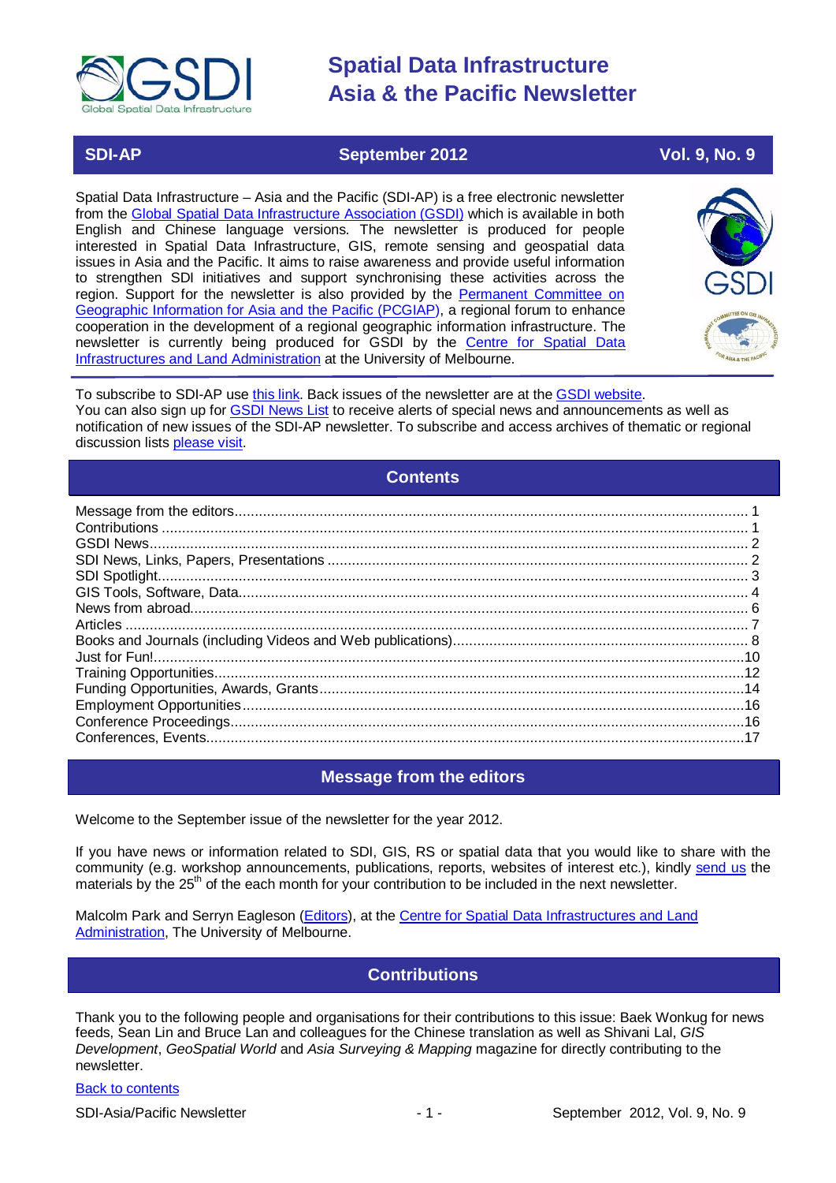# Spatial Data Infrastructure Asia & the Pacific Newsletter

**SDI-AP** | **September 2012** | **Vol. 9, No. 9**

Spatial Data Infrastructure – Asia and the Pacific (SDI-AP) is a free electronic newsletter from the Global Spatial Data Infrastructure Association (GSDI) which is available in both English and Chinese language versions. The newsletter is produced for people interested in Spatial Data Infrastructure, GIS, remote sensing and geospatial data issues in Asia and the Pacific. It aims to raise awareness and provide useful information to strengthen SDI initiatives and support synchronising these activities across the region. Support for the newsletter is also provided by the Permanent Committee on Geographic Information for Asia and the Pacific (PCGIAP), a regional forum to enhance cooperation in the development of a regional geographic information infrastructure. The newsletter is currently being produced for GSDI by the Centre for Spatial Data Infrastructures and Land Administration at the University of Melbourne.

To subscribe to SDI-AP use this link. Back issues of the newsletter are at the GSDI website.
You can also sign up for GSDI News List to receive alerts of special news and announcements as well as notification of new issues of the SDI-AP newsletter. To subscribe and access archives of thematic or regional discussion lists please visit.

## Contents

- Message from the editors ... 1
- Contributions ... 1
- GSDI News ... 2
- SDI News, Links, Papers, Presentations ... 2
- SDI Spotlight ... 3
- GIS Tools, Software, Data ... 4
- News from abroad ... 6
- Articles ... 7
- Books and Journals (including Videos and Web publications) ... 8
- Just for Fun! ... 10
- Training Opportunities ... 12
- Funding Opportunities, Awards, Grants ... 14
- Employment Opportunities ... 16
- Conference Proceedings ... 16
- Conferences, Events ... 17

## Message from the editors

Welcome to the September issue of the newsletter for the year 2012.

If you have news or information related to SDI, GIS, RS or spatial data that you would like to share with the community (e.g. workshop announcements, publications, reports, websites of interest etc.), kindly send us the materials by the 25th of the each month for your contribution to be included in the next newsletter.

Malcolm Park and Serryn Eagleson (Editors), at the Centre for Spatial Data Infrastructures and Land Administration, The University of Melbourne.

## Contributions

Thank you to the following people and organisations for their contributions to this issue: Baek Wonkug for news feeds, Sean Lin and Bruce Lan and colleagues for the Chinese translation as well as Shivani Lal, *GIS Development*, *GeoSpatial World* and *Asia Surveying & Mapping* magazine for directly contributing to the newsletter.

Back to contents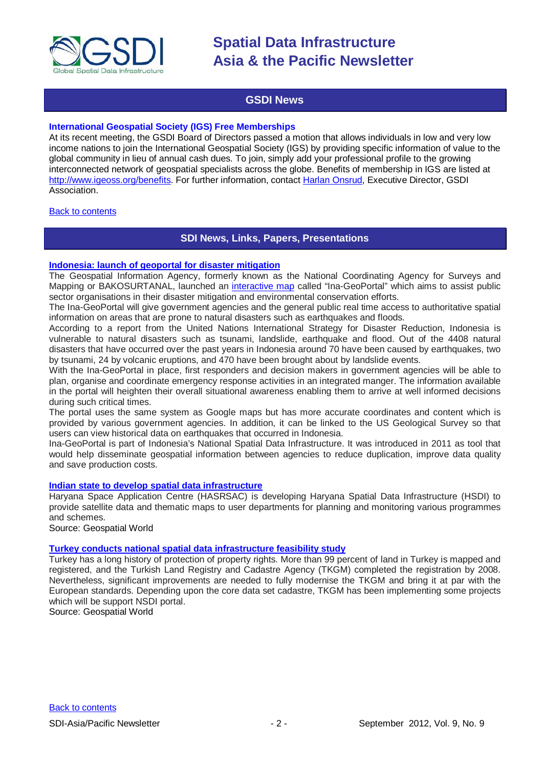## GSDI News

### International Geospatial Society (IGS) Free Memberships

At its recent meeting, the GSDI Board of Directors passed a motion that allows individuals in low and very low income nations to join the International Geospatial Society (IGS) by providing specific information of value to the global community in lieu of annual cash dues. To join, simply add your professional profile to the growing interconnected network of geospatial specialists across the globe. Benefits of membership in IGS are listed at http://www.igeoss.org/benefits. For further information, contact Harlan Onsrud, Executive Director, GSDI Association.

Back to contents

## SDI News, Links, Papers, Presentations

### Indonesia: launch of geoportal for disaster mitigation

The Geospatial Information Agency, formerly known as the National Coordinating Agency for Surveys and Mapping or BAKOSURTANAL, launched an interactive map called "Ina-GeoPortal" which aims to assist public sector organisations in their disaster mitigation and environmental conservation efforts.

The Ina-GeoPortal will give government agencies and the general public real time access to authoritative spatial information on areas that are prone to natural disasters such as earthquakes and floods.

According to a report from the United Nations International Strategy for Disaster Reduction, Indonesia is vulnerable to natural disasters such as tsunami, landslide, earthquake and flood. Out of the 4408 natural disasters that have occurred over the past years in Indonesia around 70 have been caused by earthquakes, two by tsunami, 24 by volcanic eruptions, and 470 have been brought about by landslide events.

With the Ina-GeoPortal in place, first responders and decision makers in government agencies will be able to plan, organise and coordinate emergency response activities in an integrated manger. The information available in the portal will heighten their overall situational awareness enabling them to arrive at well informed decisions during such critical times.

The portal uses the same system as Google maps but has more accurate coordinates and content which is provided by various government agencies. In addition, it can be linked to the US Geological Survey so that users can view historical data on earthquakes that occurred in Indonesia.

Ina-GeoPortal is part of Indonesia's National Spatial Data Infrastructure. It was introduced in 2011 as tool that would help disseminate geospatial information between agencies to reduce duplication, improve data quality and save production costs.

### Indian state to develop spatial data infrastructure

Haryana Space Application Centre (HASRSAC) is developing Haryana Spatial Data Infrastructure (HSDI) to provide satellite data and thematic maps to user departments for planning and monitoring various programmes and schemes.

Source: Geospatial World

### Turkey conducts national spatial data infrastructure feasibility study

Turkey has a long history of protection of property rights. More than 99 percent of land in Turkey is mapped and registered, and the Turkish Land Registry and Cadastre Agency (TKGM) completed the registration by 2008. Nevertheless, significant improvements are needed to fully modernise the TKGM and bring it at par with the European standards. Depending upon the core data set cadastre, TKGM has been implementing some projects which will be support NSDI portal.

Source: Geospatial World

Back to contents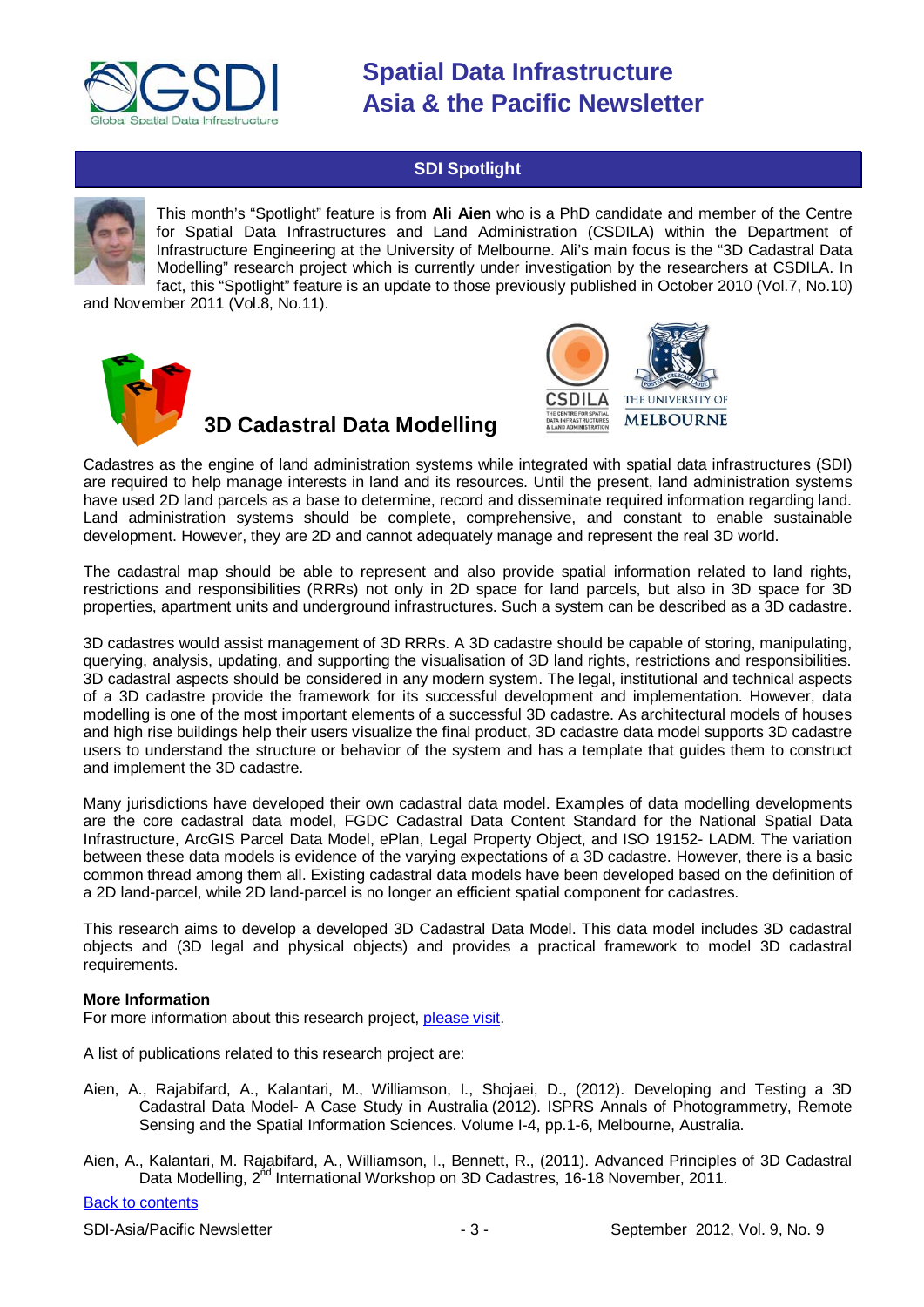## SDI Spotlight

This month's "Spotlight" feature is from **Ali Aien** who is a PhD candidate and member of the Centre for Spatial Data Infrastructures and Land Administration (CSDILA) within the Department of Infrastructure Engineering at the University of Melbourne. Ali's main focus is the "3D Cadastral Data Modelling" research project which is currently under investigation by the researchers at CSDILA. In fact, this "Spotlight" feature is an update to those previously published in October 2010 (Vol.7, No.10) and November 2011 (Vol.8, No.11).

### 3D Cadastral Data Modelling

Cadastres as the engine of land administration systems while integrated with spatial data infrastructures (SDI) are required to help manage interests in land and its resources. Until the present, land administration systems have used 2D land parcels as a base to determine, record and disseminate required information regarding land. Land administration systems should be complete, comprehensive, and constant to enable sustainable development. However, they are 2D and cannot adequately manage and represent the real 3D world.

The cadastral map should be able to represent and also provide spatial information related to land rights, restrictions and responsibilities (RRRs) not only in 2D space for land parcels, but also in 3D space for 3D properties, apartment units and underground infrastructures. Such a system can be described as a 3D cadastre.

3D cadastres would assist management of 3D RRRs. A 3D cadastre should be capable of storing, manipulating, querying, analysis, updating, and supporting the visualisation of 3D land rights, restrictions and responsibilities. 3D cadastral aspects should be considered in any modern system. The legal, institutional and technical aspects of a 3D cadastre provide the framework for its successful development and implementation. However, data modelling is one of the most important elements of a successful 3D cadastre. As architectural models of houses and high rise buildings help their users visualize the final product, 3D cadastre data model supports 3D cadastre users to understand the structure or behavior of the system and has a template that guides them to construct and implement the 3D cadastre.

Many jurisdictions have developed their own cadastral data model. Examples of data modelling developments are the core cadastral data model, FGDC Cadastral Data Content Standard for the National Spatial Data Infrastructure, ArcGIS Parcel Data Model, ePlan, Legal Property Object, and ISO 19152- LADM. The variation between these data models is evidence of the varying expectations of a 3D cadastre. However, there is a basic common thread among them all. Existing cadastral data models have been developed based on the definition of a 2D land-parcel, while 2D land-parcel is no longer an efficient spatial component for cadastres.

This research aims to develop a developed 3D Cadastral Data Model. This data model includes 3D cadastral objects and (3D legal and physical objects) and provides a practical framework to model 3D cadastral requirements.

**More Information**

For more information about this research project, please visit.

A list of publications related to this research project are:

Aien, A., Rajabifard, A., Kalantari, M., Williamson, I., Shojaei, D., (2012). Developing and Testing a 3D Cadastral Data Model- A Case Study in Australia (2012). ISPRS Annals of Photogrammetry, Remote Sensing and the Spatial Information Sciences. Volume I-4, pp.1-6, Melbourne, Australia.

Aien, A., Kalantari, M. Rajabifard, A., Williamson, I., Bennett, R., (2011). Advanced Principles of 3D Cadastral Data Modelling, 2nd International Workshop on 3D Cadastres, 16-18 November, 2011.

Back to contents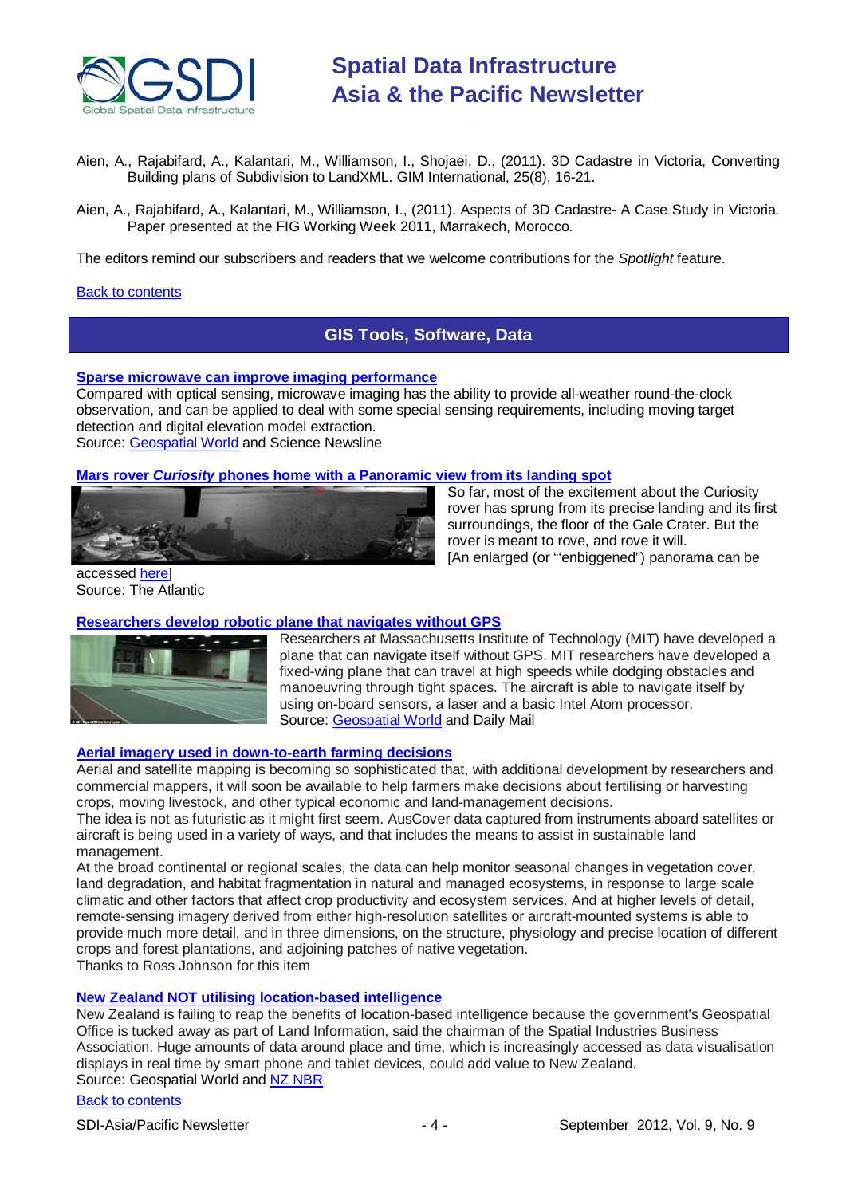Aien, A., Rajabifard, A., Kalantari, M., Williamson, I., Shojaei, D., (2011). 3D Cadastre in Victoria, Converting Building plans of Subdivision to LandXML. GIM International, 25(8), 16-21.

Aien, A., Rajabifard, A., Kalantari, M., Williamson, I., (2011). Aspects of 3D Cadastre- A Case Study in Victoria. Paper presented at the FIG Working Week 2011, Marrakech, Morocco.

The editors remind our subscribers and readers that we welcome contributions for the *Spotlight* feature.

Back to contents

## GIS Tools, Software, Data

### Sparse microwave can improve imaging performance

Compared with optical sensing, microwave imaging has the ability to provide all-weather round-the-clock observation, and can be applied to deal with some special sensing requirements, including moving target detection and digital elevation model extraction.
Source: Geospatial World and Science Newsline

### Mars rover *Curiosity* phones home with a Panoramic view from its landing spot

So far, most of the excitement about the Curiosity rover has sprung from its precise landing and its first surroundings, the floor of the Gale Crater. But the rover is meant to rove, and rove it will.
[An enlarged (or "'enbiggened") panorama can be accessed here]
Source: The Atlantic

### Researchers develop robotic plane that navigates without GPS

Researchers at Massachusetts Institute of Technology (MIT) have developed a plane that can navigate itself without GPS. MIT researchers have developed a fixed-wing plane that can travel at high speeds while dodging obstacles and manoeuvring through tight spaces. The aircraft is able to navigate itself by using on-board sensors, a laser and a basic Intel Atom processor.
Source: Geospatial World and Daily Mail

### Aerial imagery used in down-to-earth farming decisions

Aerial and satellite mapping is becoming so sophisticated that, with additional development by researchers and commercial mappers, it will soon be available to help farmers make decisions about fertilising or harvesting crops, moving livestock, and other typical economic and land-management decisions.
The idea is not as futuristic as it might first seem. AusCover data captured from instruments aboard satellites or aircraft is being used in a variety of ways, and that includes the means to assist in sustainable land management.
At the broad continental or regional scales, the data can help monitor seasonal changes in vegetation cover, land degradation, and habitat fragmentation in natural and managed ecosystems, in response to large scale climatic and other factors that affect crop productivity and ecosystem services. And at higher levels of detail, remote-sensing imagery derived from either high-resolution satellites or aircraft-mounted systems is able to provide much more detail, and in three dimensions, on the structure, physiology and precise location of different crops and forest plantations, and adjoining patches of native vegetation.
Thanks to Ross Johnson for this item

### New Zealand NOT utilising location-based intelligence

New Zealand is failing to reap the benefits of location-based intelligence because the government's Geospatial Office is tucked away as part of Land Information, said the chairman of the Spatial Industries Business Association. Huge amounts of data around place and time, which is increasingly accessed as data visualisation displays in real time by smart phone and tablet devices, could add value to New Zealand.
Source: Geospatial World and NZ NBR

Back to contents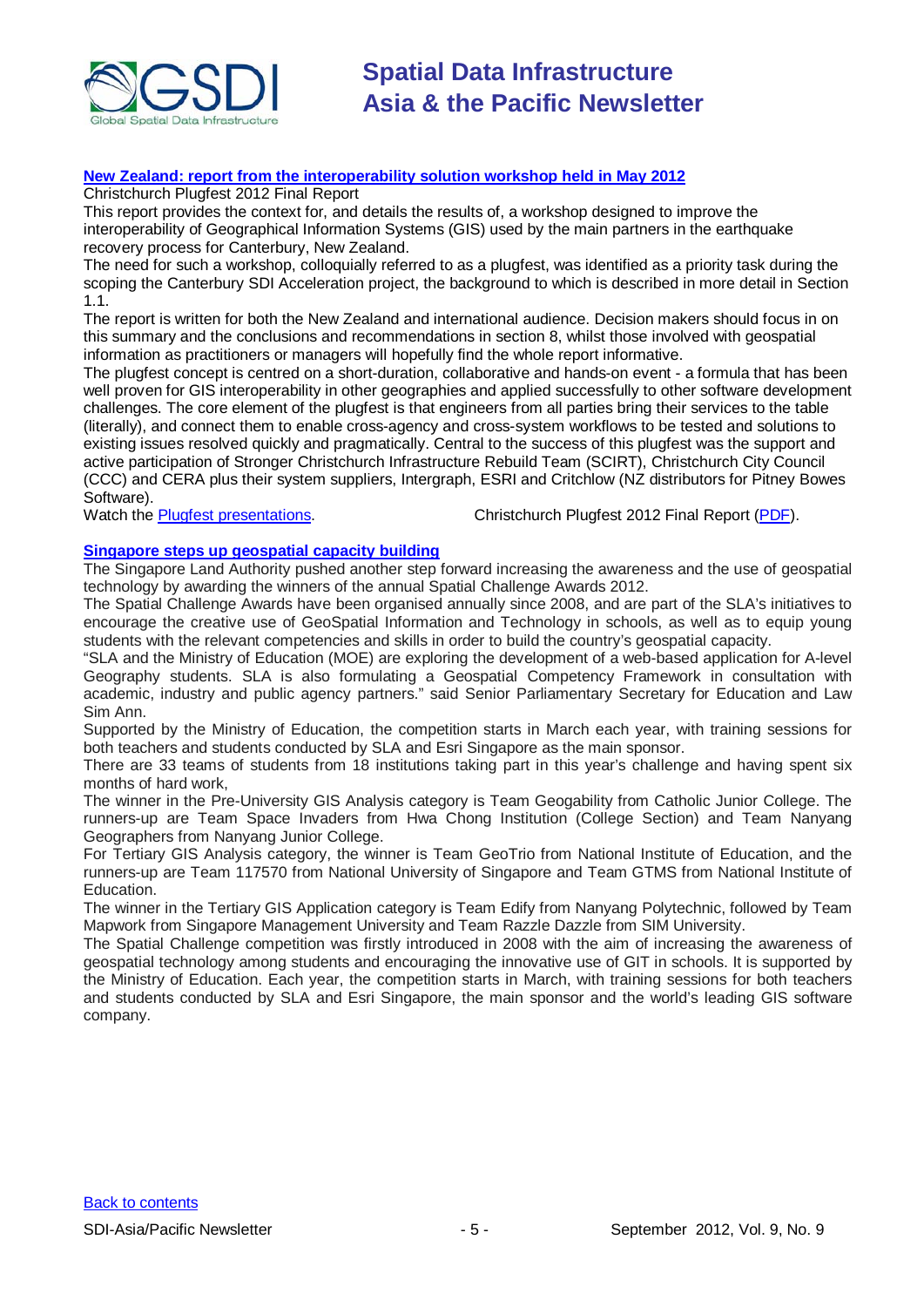## [New Zealand: report from the interoperability solution workshop held in May 2012]

Christchurch Plugfest 2012 Final Report

This report provides the context for, and details the results of, a workshop designed to improve the interoperability of Geographical Information Systems (GIS) used by the main partners in the earthquake recovery process for Canterbury, New Zealand.

The need for such a workshop, colloquially referred to as a plugfest, was identified as a priority task during the scoping the Canterbury SDI Acceleration project, the background to which is described in more detail in Section 1.1.

The report is written for both the New Zealand and international audience. Decision makers should focus in on this summary and the conclusions and recommendations in section 8, whilst those involved with geospatial information as practitioners or managers will hopefully find the whole report informative.

The plugfest concept is centred on a short-duration, collaborative and hands-on event - a formula that has been well proven for GIS interoperability in other geographies and applied successfully to other software development challenges. The core element of the plugfest is that engineers from all parties bring their services to the table (literally), and connect them to enable cross-agency and cross-system workflows to be tested and solutions to existing issues resolved quickly and pragmatically. Central to the success of this plugfest was the support and active participation of Stronger Christchurch Infrastructure Rebuild Team (SCIRT), Christchurch City Council (CCC) and CERA plus their system suppliers, Intergraph, ESRI and Critchlow (NZ distributors for Pitney Bowes Software).

Watch the [Plugfest presentations]. Christchurch Plugfest 2012 Final Report ([PDF]).

## [Singapore steps up geospatial capacity building]

The Singapore Land Authority pushed another step forward increasing the awareness and the use of geospatial technology by awarding the winners of the annual Spatial Challenge Awards 2012.

The Spatial Challenge Awards have been organised annually since 2008, and are part of the SLA's initiatives to encourage the creative use of GeoSpatial Information and Technology in schools, as well as to equip young students with the relevant competencies and skills in order to build the country's geospatial capacity.

"SLA and the Ministry of Education (MOE) are exploring the development of a web-based application for A-level Geography students. SLA is also formulating a Geospatial Competency Framework in consultation with academic, industry and public agency partners." said Senior Parliamentary Secretary for Education and Law Sim Ann.

Supported by the Ministry of Education, the competition starts in March each year, with training sessions for both teachers and students conducted by SLA and Esri Singapore as the main sponsor.

There are 33 teams of students from 18 institutions taking part in this year's challenge and having spent six months of hard work,

The winner in the Pre-University GIS Analysis category is Team Geogability from Catholic Junior College. The runners-up are Team Space Invaders from Hwa Chong Institution (College Section) and Team Nanyang Geographers from Nanyang Junior College.

For Tertiary GIS Analysis category, the winner is Team GeoTrio from National Institute of Education, and the runners-up are Team 117570 from National University of Singapore and Team GTMS from National Institute of Education.

The winner in the Tertiary GIS Application category is Team Edify from Nanyang Polytechnic, followed by Team Mapwork from Singapore Management University and Team Razzle Dazzle from SIM University.

The Spatial Challenge competition was firstly introduced in 2008 with the aim of increasing the awareness of geospatial technology among students and encouraging the innovative use of GIT in schools. It is supported by the Ministry of Education. Each year, the competition starts in March, with training sessions for both teachers and students conducted by SLA and Esri Singapore, the main sponsor and the world's leading GIS software company.

[Back to contents]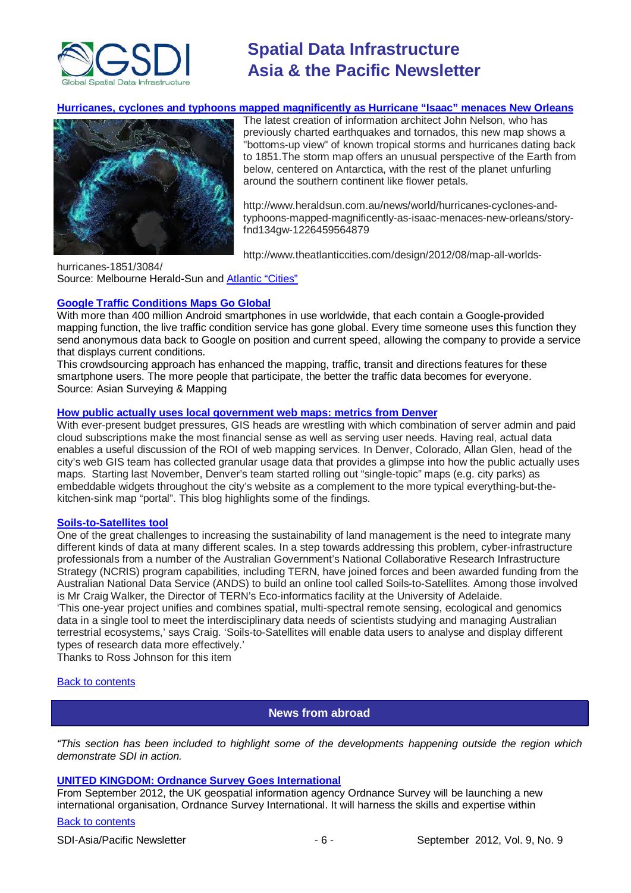### [Hurricanes, cyclones and typhoons mapped magnificently as Hurricane "Isaac" menaces New Orleans](#)

The latest creation of information architect John Nelson, who has previously charted earthquakes and tornados, this new map shows a "bottoms-up view" of known tropical storms and hurricanes dating back to 1851.The storm map offers an unusual perspective of the Earth from below, centered on Antarctica, with the rest of the planet unfurling around the southern continent like flower petals.

http://www.heraldsun.com.au/news/world/hurricanes-cyclones-and-typhoons-mapped-magnificently-as-isaac-menaces-new-orleans/story-fnd134gw-1226459564879

http://www.theatlanticcities.com/design/2012/08/map-all-worlds-hurricanes-1851/3084/

Source: Melbourne Herald-Sun and [Atlantic "Cities"](#)

### [Google Traffic Conditions Maps Go Global](#)

With more than 400 million Android smartphones in use worldwide, that each contain a Google-provided mapping function, the live traffic condition service has gone global. Every time someone uses this function they send anonymous data back to Google on position and current speed, allowing the company to provide a service that displays current conditions.

This crowdsourcing approach has enhanced the mapping, traffic, transit and directions features for these smartphone users. The more people that participate, the better the traffic data becomes for everyone.

Source: Asian Surveying & Mapping

### [How public actually uses local government web maps: metrics from Denver](#)

With ever-present budget pressures, GIS heads are wrestling with which combination of server admin and paid cloud subscriptions make the most financial sense as well as serving user needs. Having real, actual data enables a useful discussion of the ROI of web mapping services. In Denver, Colorado, Allan Glen, head of the city's web GIS team has collected granular usage data that provides a glimpse into how the public actually uses maps. Starting last November, Denver's team started rolling out "single-topic" maps (e.g. city parks) as embeddable widgets throughout the city's website as a complement to the more typical everything-but-the-kitchen-sink map "portal". This blog highlights some of the findings.

### [Soils-to-Satellites tool](#)

One of the great challenges to increasing the sustainability of land management is the need to integrate many different kinds of data at many different scales. In a step towards addressing this problem, cyber-infrastructure professionals from a number of the Australian Government's National Collaborative Research Infrastructure Strategy (NCRIS) program capabilities, including TERN, have joined forces and been awarded funding from the Australian National Data Service (ANDS) to build an online tool called Soils-to-Satellites. Among those involved is Mr Craig Walker, the Director of TERN's Eco-informatics facility at the University of Adelaide.

'This one-year project unifies and combines spatial, multi-spectral remote sensing, ecological and genomics data in a single tool to meet the interdisciplinary data needs of scientists studying and managing Australian terrestrial ecosystems,' says Craig. 'Soils-to-Satellites will enable data users to analyse and display different types of research data more effectively.'

Thanks to Ross Johnson for this item

[Back to contents](#)

## News from abroad

*"This section has been included to highlight some of the developments happening outside the region which demonstrate SDI in action.*

### [UNITED KINGDOM: Ordnance Survey Goes International](#)

From September 2012, the UK geospatial information agency Ordnance Survey will be launching a new international organisation, Ordnance Survey International. It will harness the skills and expertise within

[Back to contents](#)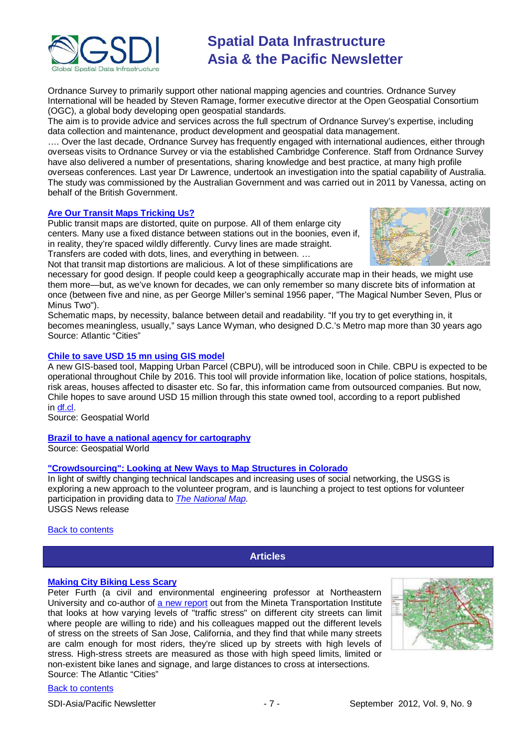Ordnance Survey to primarily support other national mapping agencies and countries. Ordnance Survey International will be headed by Steven Ramage, former executive director at the Open Geospatial Consortium (OGC), a global body developing open geospatial standards.
The aim is to provide advice and services across the full spectrum of Ordnance Survey's expertise, including data collection and maintenance, product development and geospatial data management.
…. Over the last decade, Ordnance Survey has frequently engaged with international audiences, either through overseas visits to Ordnance Survey or via the established Cambridge Conference. Staff from Ordnance Survey have also delivered a number of presentations, sharing knowledge and best practice, at many high profile overseas conferences. Last year Dr Lawrence, undertook an investigation into the spatial capability of Australia. The study was commissioned by the Australian Government and was carried out in 2011 by Vanessa, acting on behalf of the British Government.

### [Are Our Transit Maps Tricking Us?]

Public transit maps are distorted, quite on purpose. All of them enlarge city centers. Many use a fixed distance between stations out in the boonies, even if, in reality, they're spaced wildly differently. Curvy lines are made straight. Transfers are coded with dots, lines, and everything in between. …
Not that transit map distortions are malicious. A lot of these simplifications are necessary for good design. If people could keep a geographically accurate map in their heads, we might use them more—but, as we've known for decades, we can only remember so many discrete bits of information at once (between five and nine, as per George Miller's seminal 1956 paper, "The Magical Number Seven, Plus or Minus Two").
Schematic maps, by necessity, balance between detail and readability. "If you try to get everything in, it becomes meaningless, usually," says Lance Wyman, who designed D.C.'s Metro map more than 30 years ago
Source: Atlantic "Cities"

### [Chile to save USD 15 mn using GIS model]

A new GIS-based tool, Mapping Urban Parcel (CBPU), will be introduced soon in Chile. CBPU is expected to be operational throughout Chile by 2016. This tool will provide information like, location of police stations, hospitals, risk areas, houses affected to disaster etc. So far, this information came from outsourced companies. But now, Chile hopes to save around USD 15 million through this state owned tool, according to a report published in [df.cl].
Source: Geospatial World

### [Brazil to have a national agency for cartography]

Source: Geospatial World

### ["Crowdsourcing": Looking at New Ways to Map Structures in Colorado]

In light of swiftly changing technical landscapes and increasing uses of social networking, the USGS is exploring a new approach to the volunteer program, and is launching a project to test options for volunteer participation in providing data to *The National Map.*
USGS News release

[Back to contents]

## Articles

### [Making City Biking Less Scary]

Peter Furth (a civil and environmental engineering professor at Northeastern University and co-author of [a new report] out from the Mineta Transportation Institute that looks at how varying levels of "traffic stress" on different city streets can limit where people are willing to ride) and his colleagues mapped out the different levels of stress on the streets of San Jose, California, and they find that while many streets are calm enough for most riders, they're sliced up by streets with high levels of stress. High-stress streets are measured as those with high speed limits, limited or non-existent bike lanes and signage, and large distances to cross at intersections.
Source: The Atlantic "Cities"

[Back to contents]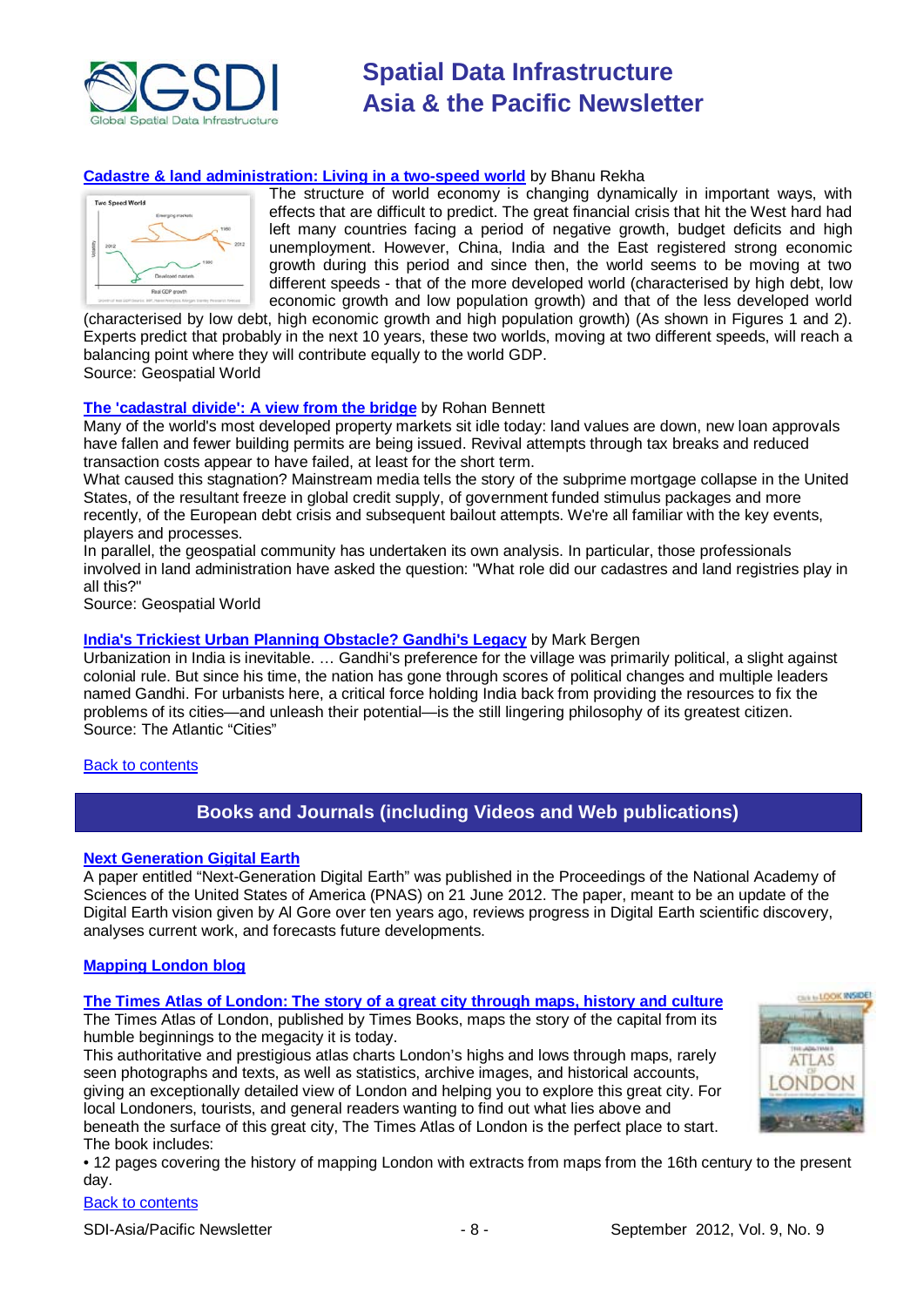**Cadastre & land administration: Living in a two-speed world** by Bhanu Rekha

The structure of world economy is changing dynamically in important ways, with effects that are difficult to predict. The great financial crisis that hit the West hard had left many countries facing a period of negative growth, budget deficits and high unemployment. However, China, India and the East registered strong economic growth during this period and since then, the world seems to be moving at two different speeds - that of the more developed world (characterised by high debt, low economic growth and low population growth) and that of the less developed world (characterised by low debt, high economic growth and high population growth) (As shown in Figures 1 and 2). Experts predict that probably in the next 10 years, these two worlds, moving at two different speeds, will reach a balancing point where they will contribute equally to the world GDP.
Source: Geospatial World

**The 'cadastral divide': A view from the bridge** by Rohan Bennett

Many of the world's most developed property markets sit idle today: land values are down, new loan approvals have fallen and fewer building permits are being issued. Revival attempts through tax breaks and reduced transaction costs appear to have failed, at least for the short term.
What caused this stagnation? Mainstream media tells the story of the subprime mortgage collapse in the United States, of the resultant freeze in global credit supply, of government funded stimulus packages and more recently, of the European debt crisis and subsequent bailout attempts. We're all familiar with the key events, players and processes.
In parallel, the geospatial community has undertaken its own analysis. In particular, those professionals involved in land administration have asked the question: "What role did our cadastres and land registries play in all this?"
Source: Geospatial World

**India's Trickiest Urban Planning Obstacle? Gandhi's Legacy** by Mark Bergen

Urbanization in India is inevitable. … Gandhi's preference for the village was primarily political, a slight against colonial rule. But since his time, the nation has gone through scores of political changes and multiple leaders named Gandhi. For urbanists here, a critical force holding India back from providing the resources to fix the problems of its cities—and unleash their potential—is the still lingering philosophy of its greatest citizen.
Source: The Atlantic "Cities"

Back to contents

## Books and Journals (including Videos and Web publications)

**Next Generation Gigital Earth**

A paper entitled "Next-Generation Digital Earth" was published in the Proceedings of the National Academy of Sciences of the United States of America (PNAS) on 21 June 2012. The paper, meant to be an update of the Digital Earth vision given by Al Gore over ten years ago, reviews progress in Digital Earth scientific discovery, analyses current work, and forecasts future developments.

**Mapping London blog**

**The Times Atlas of London: The story of a great city through maps, history and culture**

The Times Atlas of London, published by Times Books, maps the story of the capital from its humble beginnings to the megacity it is today.
This authoritative and prestigious atlas charts London's highs and lows through maps, rarely seen photographs and texts, as well as statistics, archive images, and historical accounts, giving an exceptionally detailed view of London and helping you to explore this great city. For local Londoners, tourists, and general readers wanting to find out what lies above and beneath the surface of this great city, The Times Atlas of London is the perfect place to start.
The book includes:

- 12 pages covering the history of mapping London with extracts from maps from the 16th century to the present day.

Back to contents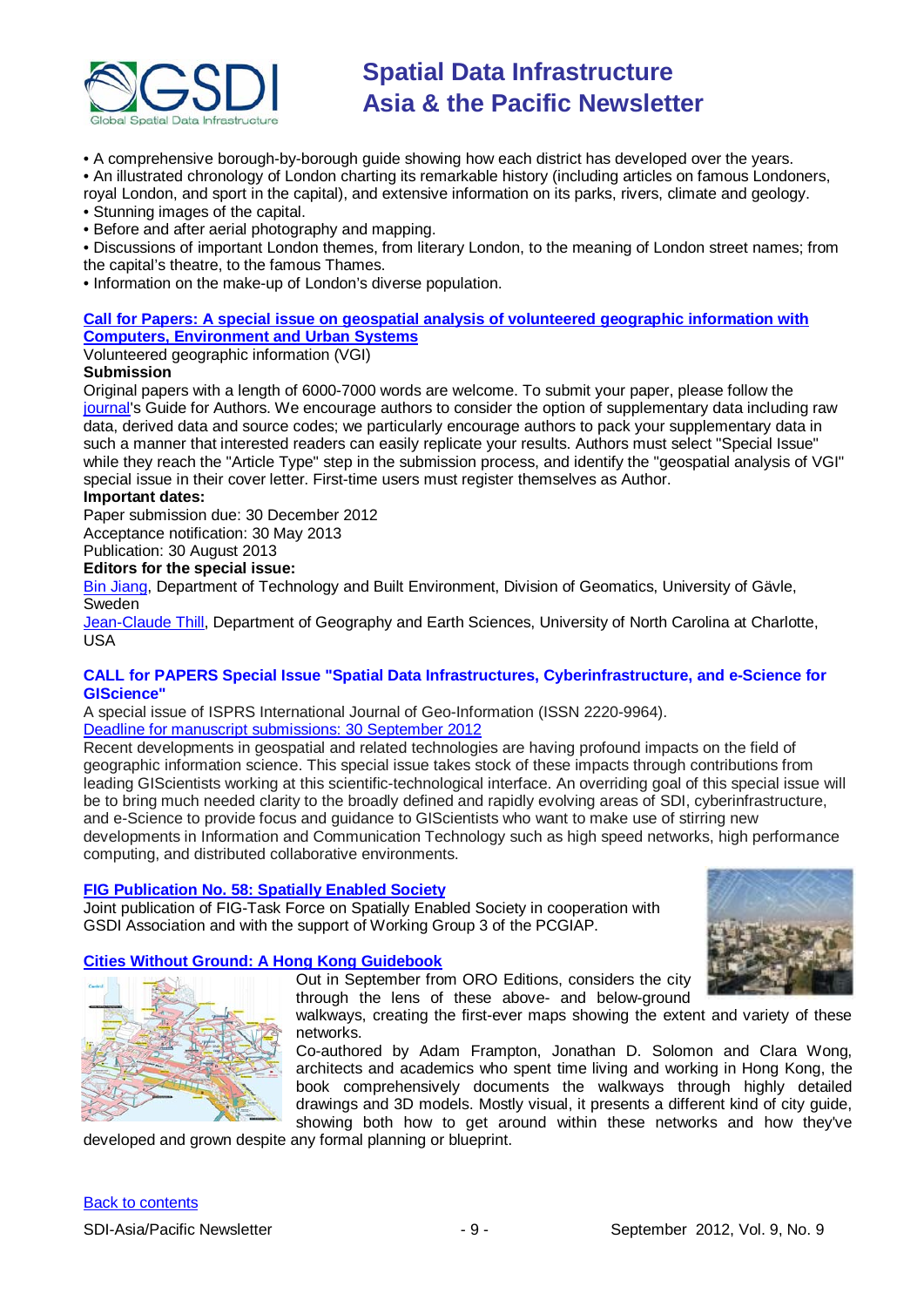- A comprehensive borough-by-borough guide showing how each district has developed over the years.
- An illustrated chronology of London charting its remarkable history (including articles on famous Londoners, royal London, and sport in the capital), and extensive information on its parks, rivers, climate and geology.
- Stunning images of the capital.
- Before and after aerial photography and mapping.
- Discussions of important London themes, from literary London, to the meaning of London street names; from the capital's theatre, to the famous Thames.
- Information on the make-up of London's diverse population.

### Call for Papers: A special issue on geospatial analysis of volunteered geographic information with Computers, Environment and Urban Systems

Volunteered geographic information (VGI)

**Submission**

Original papers with a length of 6000-7000 words are welcome. To submit your paper, please follow the journal's Guide for Authors. We encourage authors to consider the option of supplementary data including raw data, derived data and source codes; we particularly encourage authors to pack your supplementary data in such a manner that interested readers can easily replicate your results. Authors must select "Special Issue" while they reach the "Article Type" step in the submission process, and identify the "geospatial analysis of VGI" special issue in their cover letter. First-time users must register themselves as Author.

**Important dates:**

Paper submission due: 30 December 2012
Acceptance notification: 30 May 2013
Publication: 30 August 2013

**Editors for the special issue:**

Bin Jiang, Department of Technology and Built Environment, Division of Geomatics, University of Gävle, Sweden
Jean-Claude Thill, Department of Geography and Earth Sciences, University of North Carolina at Charlotte, USA

### CALL for PAPERS Special Issue "Spatial Data Infrastructures, Cyberinfrastructure, and e-Science for GIScience"

A special issue of ISPRS International Journal of Geo-Information (ISSN 2220-9964).
Deadline for manuscript submissions: 30 September 2012
Recent developments in geospatial and related technologies are having profound impacts on the field of geographic information science. This special issue takes stock of these impacts through contributions from leading GIScientists working at this scientific-technological interface. An overriding goal of this special issue will be to bring much needed clarity to the broadly defined and rapidly evolving areas of SDI, cyberinfrastructure, and e-Science to provide focus and guidance to GIScientists who want to make use of stirring new developments in Information and Communication Technology such as high speed networks, high performance computing, and distributed collaborative environments.

### FIG Publication No. 58: Spatially Enabled Society

Joint publication of FIG-Task Force on Spatially Enabled Society in cooperation with GSDI Association and with the support of Working Group 3 of the PCGIAP.

### Cities Without Ground: A Hong Kong Guidebook

Out in September from ORO Editions, considers the city through the lens of these above- and below-ground walkways, creating the first-ever maps showing the extent and variety of these networks.

Co-authored by Adam Frampton, Jonathan D. Solomon and Clara Wong, architects and academics who spent time living and working in Hong Kong, the book comprehensively documents the walkways through highly detailed drawings and 3D models. Mostly visual, it presents a different kind of city guide, showing both how to get around within these networks and how they've developed and grown despite any formal planning or blueprint.

Back to contents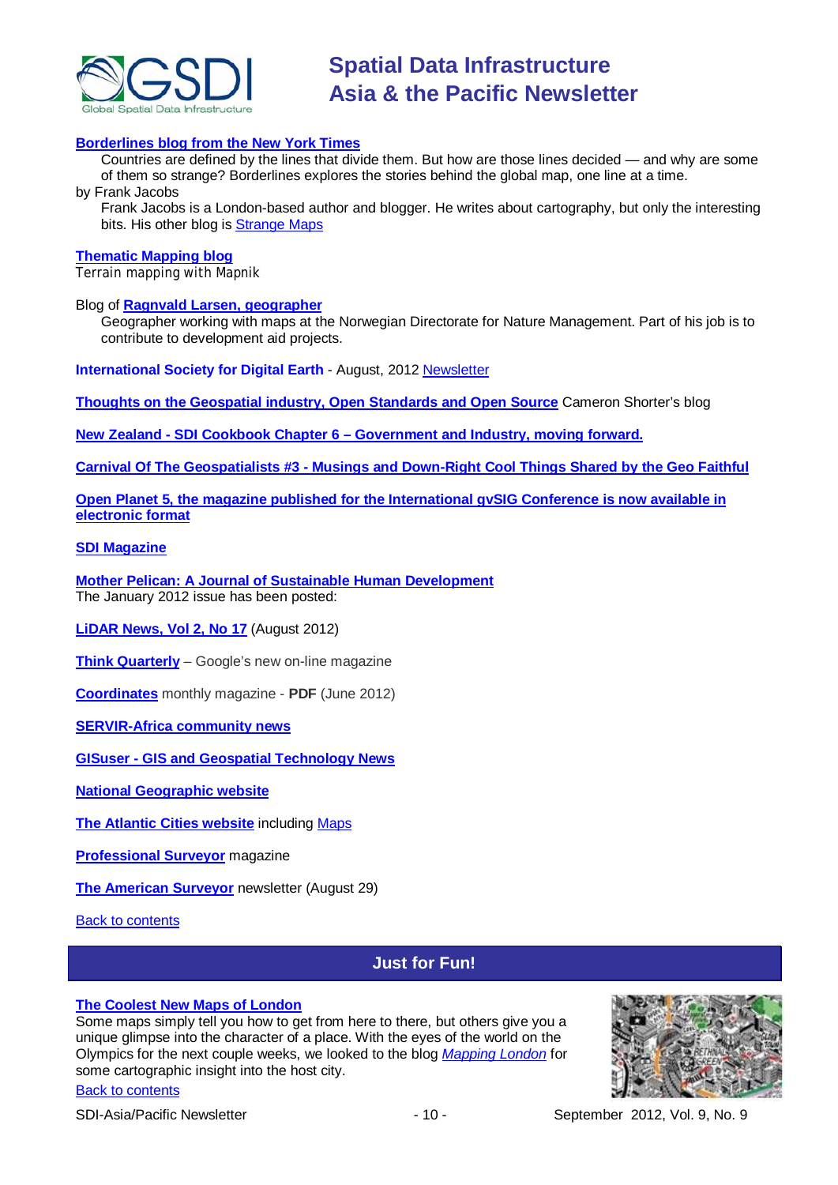**Borderlines blog from the New York Times**

Countries are defined by the lines that divide them. But how are those lines decided — and why are some of them so strange? Borderlines explores the stories behind the global map, one line at a time.

by Frank Jacobs

Frank Jacobs is a London-based author and blogger. He writes about cartography, but only the interesting bits. His other blog is Strange Maps

**Thematic Mapping blog**

Terrain mapping with Mapnik

Blog of **Ragnvald Larsen, geographer**

Geographer working with maps at the Norwegian Directorate for Nature Management. Part of his job is to contribute to development aid projects.

**International Society for Digital Earth** - August, 2012 Newsletter

**Thoughts on the Geospatial industry, Open Standards and Open Source** Cameron Shorter's blog

**New Zealand - SDI Cookbook Chapter 6 – Government and Industry, moving forward.**

**Carnival Of The Geospatialists #3 - Musings and Down-Right Cool Things Shared by the Geo Faithful**

**Open Planet 5, the magazine published for the International gvSIG Conference is now available in electronic format**

**SDI Magazine**

**Mother Pelican: A Journal of Sustainable Human Development**

The January 2012 issue has been posted:

**LiDAR News, Vol 2, No 17** (August 2012)

**Think Quarterly** – Google's new on-line magazine

**Coordinates** monthly magazine - **PDF** (June 2012)

**SERVIR-Africa community news**

**GISuser - GIS and Geospatial Technology News**

**National Geographic website**

**The Atlantic Cities website** including Maps

**Professional Surveyor** magazine

**The American Surveyor** newsletter (August 29)

Back to contents

## Just for Fun!

**The Coolest New Maps of London**

Some maps simply tell you how to get from here to there, but others give you a unique glimpse into the character of a place. With the eyes of the world on the Olympics for the next couple weeks, we looked to the blog *Mapping London* for some cartographic insight into the host city.

Back to contents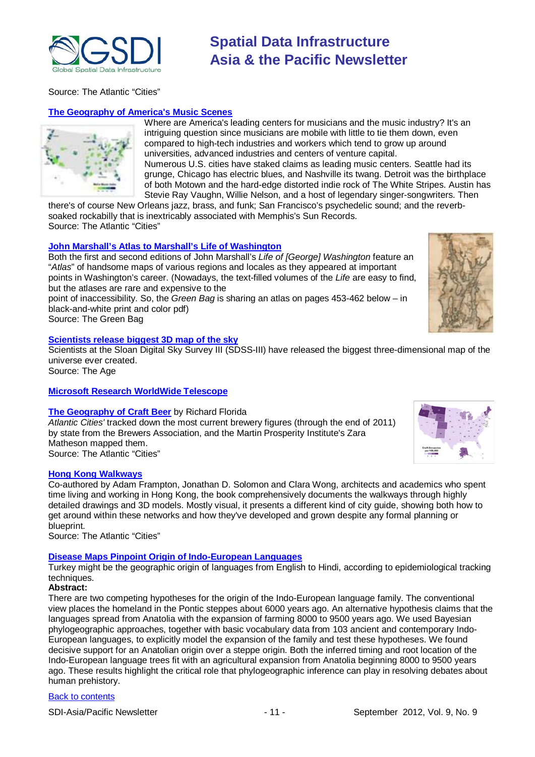Source: The Atlantic "Cities"

### [The Geography of America's Music Scenes]

Where are America's leading centers for musicians and the music industry? It's an intriguing question since musicians are mobile with little to tie them down, even compared to high-tech industries and workers which tend to grow up around universities, advanced industries and centers of venture capital.

Numerous U.S. cities have staked claims as leading music centers. Seattle had its grunge, Chicago has electric blues, and Nashville its twang. Detroit was the birthplace of both Motown and the hard-edge distorted indie rock of The White Stripes. Austin has Stevie Ray Vaughn, Willie Nelson, and a host of legendary singer-songwriters. Then there's of course New Orleans jazz, brass, and funk; San Francisco's psychedelic sound; and the reverb-soaked rockabilly that is inextricably associated with Memphis's Sun Records.

Source: The Atlantic "Cities"

### [John Marshall's Atlas to Marshall's Life of Washington]

Both the first and second editions of John Marshall's *Life of [George] Washington* feature an "*Atlas*" of handsome maps of various regions and locales as they appeared at important points in Washington's career. (Nowadays, the text-filled volumes of the *Life* are easy to find, but the atlases are rare and expensive to the point of inaccessibility. So, the *Green Bag* is sharing an atlas on pages 453-462 below – in black-and-white print and color pdf)

Source: The Green Bag

### [Scientists release biggest 3D map of the sky]

Scientists at the Sloan Digital Sky Survey III (SDSS-III) have released the biggest three-dimensional map of the universe ever created.

Source: The Age

### [Microsoft Research WorldWide Telescope]

### [The Geography of Craft Beer] by Richard Florida

*Atlantic Cities'* tracked down the most current brewery figures (through the end of 2011) by state from the Brewers Association, and the Martin Prosperity Institute's Zara Matheson mapped them.

Source: The Atlantic "Cities"

### [Hong Kong Walkways]

Co-authored by Adam Frampton, Jonathan D. Solomon and Clara Wong, architects and academics who spent time living and working in Hong Kong, the book comprehensively documents the walkways through highly detailed drawings and 3D models. Mostly visual, it presents a different kind of city guide, showing both how to get around within these networks and how they've developed and grown despite any formal planning or blueprint.

Source: The Atlantic "Cities"

### [Disease Maps Pinpoint Origin of Indo-European Languages]

Turkey might be the geographic origin of languages from English to Hindi, according to epidemiological tracking techniques.

**Abstract:**

There are two competing hypotheses for the origin of the Indo-European language family. The conventional view places the homeland in the Pontic steppes about 6000 years ago. An alternative hypothesis claims that the languages spread from Anatolia with the expansion of farming 8000 to 9500 years ago. We used Bayesian phylogeographic approaches, together with basic vocabulary data from 103 ancient and contemporary Indo-European languages, to explicitly model the expansion of the family and test these hypotheses. We found decisive support for an Anatolian origin over a steppe origin. Both the inferred timing and root location of the Indo-European language trees fit with an agricultural expansion from Anatolia beginning 8000 to 9500 years ago. These results highlight the critical role that phylogeographic inference can play in resolving debates about human prehistory.

[Back to contents]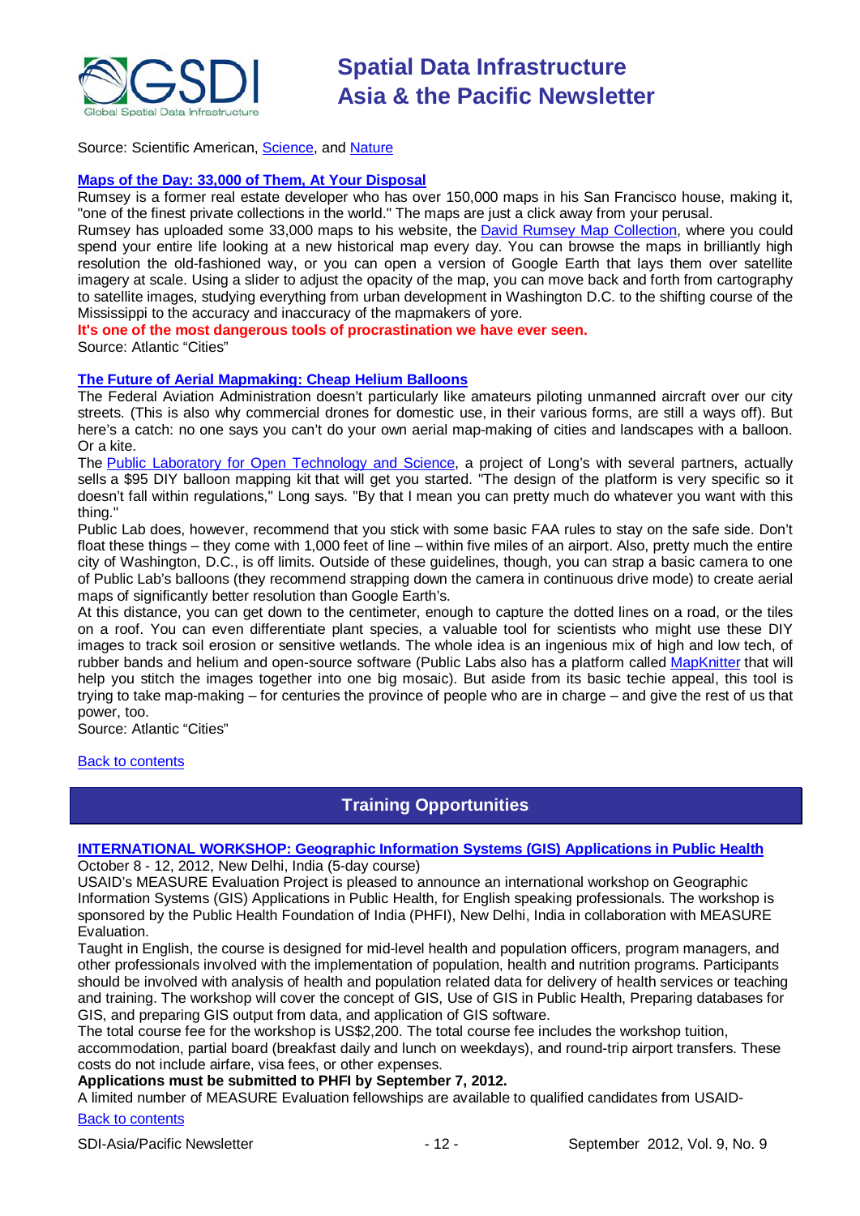Source: Scientific American, Science, and Nature

**Maps of the Day: 33,000 of Them, At Your Disposal**

Rumsey is a former real estate developer who has over 150,000 maps in his San Francisco house, making it, "one of the finest private collections in the world." The maps are just a click away from your perusal.

Rumsey has uploaded some 33,000 maps to his website, the David Rumsey Map Collection, where you could spend your entire life looking at a new historical map every day. You can browse the maps in brilliantly high resolution the old-fashioned way, or you can open a version of Google Earth that lays them over satellite imagery at scale. Using a slider to adjust the opacity of the map, you can move back and forth from cartography to satellite images, studying everything from urban development in Washington D.C. to the shifting course of the Mississippi to the accuracy and inaccuracy of the mapmakers of yore.

**It's one of the most dangerous tools of procrastination we have ever seen.**

Source: Atlantic "Cities"

**The Future of Aerial Mapmaking: Cheap Helium Balloons**

The Federal Aviation Administration doesn't particularly like amateurs piloting unmanned aircraft over our city streets. (This is also why commercial drones for domestic use, in their various forms, are still a ways off). But here's a catch: no one says you can't do your own aerial map-making of cities and landscapes with a balloon. Or a kite.

The Public Laboratory for Open Technology and Science, a project of Long's with several partners, actually sells a $95 DIY balloon mapping kit that will get you started. "The design of the platform is very specific so it doesn't fall within regulations," Long says. "By that I mean you can pretty much do whatever you want with this thing."

Public Lab does, however, recommend that you stick with some basic FAA rules to stay on the safe side. Don't float these things – they come with 1,000 feet of line – within five miles of an airport. Also, pretty much the entire city of Washington, D.C., is off limits. Outside of these guidelines, though, you can strap a basic camera to one of Public Lab's balloons (they recommend strapping down the camera in continuous drive mode) to create aerial maps of significantly better resolution than Google Earth's.

At this distance, you can get down to the centimeter, enough to capture the dotted lines on a road, or the tiles on a roof. You can even differentiate plant species, a valuable tool for scientists who might use these DIY images to track soil erosion or sensitive wetlands. The whole idea is an ingenious mix of high and low tech, of rubber bands and helium and open-source software (Public Labs also has a platform called MapKnitter that will help you stitch the images together into one big mosaic). But aside from its basic techie appeal, this tool is trying to take map-making – for centuries the province of people who are in charge – and give the rest of us that power, too.

Source: Atlantic "Cities"

Back to contents

## Training Opportunities

**INTERNATIONAL WORKSHOP: Geographic Information Systems (GIS) Applications in Public Health**

October 8 - 12, 2012, New Delhi, India (5-day course)

USAID's MEASURE Evaluation Project is pleased to announce an international workshop on Geographic Information Systems (GIS) Applications in Public Health, for English speaking professionals. The workshop is sponsored by the Public Health Foundation of India (PHFI), New Delhi, India in collaboration with MEASURE Evaluation.

Taught in English, the course is designed for mid-level health and population officers, program managers, and other professionals involved with the implementation of population, health and nutrition programs. Participants should be involved with analysis of health and population related data for delivery of health services or teaching and training. The workshop will cover the concept of GIS, Use of GIS in Public Health, Preparing databases for GIS, and preparing GIS output from data, and application of GIS software.

The total course fee for the workshop is US$2,200. The total course fee includes the workshop tuition, accommodation, partial board (breakfast daily and lunch on weekdays), and round-trip airport transfers. These costs do not include airfare, visa fees, or other expenses.

**Applications must be submitted to PHFI by September 7, 2012.**

A limited number of MEASURE Evaluation fellowships are available to qualified candidates from USAID-

Back to contents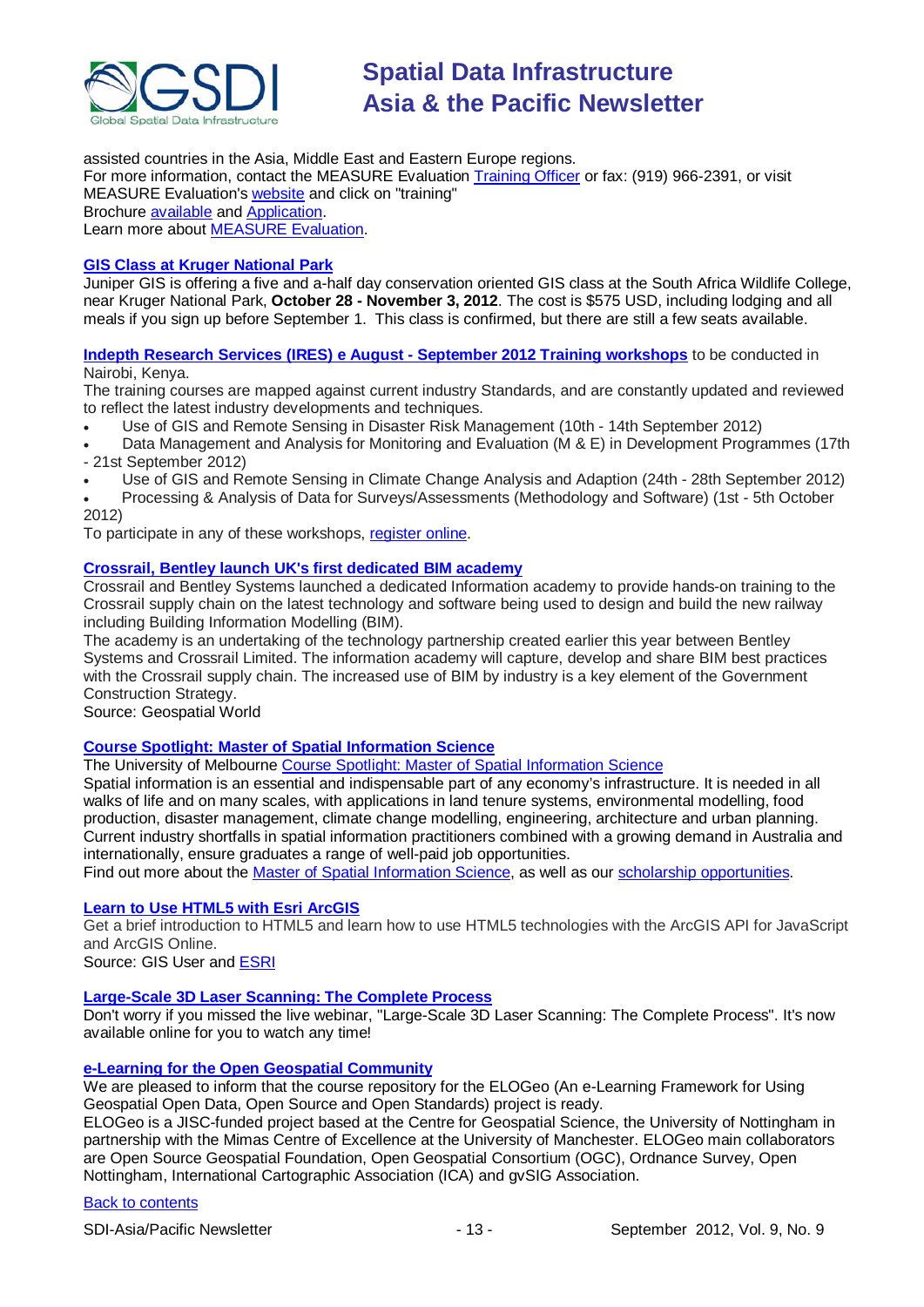assisted countries in the Asia, Middle East and Eastern Europe regions.
For more information, contact the MEASURE Evaluation Training Officer or fax: (919) 966-2391, or visit MEASURE Evaluation's website and click on "training"
Brochure available and Application.
Learn more about MEASURE Evaluation.

### GIS Class at Kruger National Park

Juniper GIS is offering a five and a-half day conservation oriented GIS class at the South Africa Wildlife College, near Kruger National Park, **October 28 - November 3, 2012**. The cost is $575 USD, including lodging and all meals if you sign up before September 1. This class is confirmed, but there are still a few seats available.

**Indepth Research Services (IRES) e August - September 2012 Training workshops** to be conducted in Nairobi, Kenya.
The training courses are mapped against current industry Standards, and are constantly updated and reviewed to reflect the latest industry developments and techniques.

- Use of GIS and Remote Sensing in Disaster Risk Management (10th - 14th September 2012)
- Data Management and Analysis for Monitoring and Evaluation (M & E) in Development Programmes (17th - 21st September 2012)
- Use of GIS and Remote Sensing in Climate Change Analysis and Adaption (24th - 28th September 2012)
- Processing & Analysis of Data for Surveys/Assessments (Methodology and Software) (1st - 5th October 2012)

To participate in any of these workshops, register online.

### Crossrail, Bentley launch UK's first dedicated BIM academy

Crossrail and Bentley Systems launched a dedicated Information academy to provide hands-on training to the Crossrail supply chain on the latest technology and software being used to design and build the new railway including Building Information Modelling (BIM).
The academy is an undertaking of the technology partnership created earlier this year between Bentley Systems and Crossrail Limited. The information academy will capture, develop and share BIM best practices with the Crossrail supply chain. The increased use of BIM by industry is a key element of the Government Construction Strategy.
Source: Geospatial World

### Course Spotlight: Master of Spatial Information Science

The University of Melbourne Course Spotlight: Master of Spatial Information Science
Spatial information is an essential and indispensable part of any economy's infrastructure. It is needed in all walks of life and on many scales, with applications in land tenure systems, environmental modelling, food production, disaster management, climate change modelling, engineering, architecture and urban planning. Current industry shortfalls in spatial information practitioners combined with a growing demand in Australia and internationally, ensure graduates a range of well-paid job opportunities.
Find out more about the Master of Spatial Information Science, as well as our scholarship opportunities.

### Learn to Use HTML5 with Esri ArcGIS

Get a brief introduction to HTML5 and learn how to use HTML5 technologies with the ArcGIS API for JavaScript and ArcGIS Online.
Source: GIS User and ESRI

### Large-Scale 3D Laser Scanning: The Complete Process

Don't worry if you missed the live webinar, "Large-Scale 3D Laser Scanning: The Complete Process". It's now available online for you to watch any time!

### e-Learning for the Open Geospatial Community

We are pleased to inform that the course repository for the ELOGeo (An e-Learning Framework for Using Geospatial Open Data, Open Source and Open Standards) project is ready.
ELOGeo is a JISC-funded project based at the Centre for Geospatial Science, the University of Nottingham in partnership with the Mimas Centre of Excellence at the University of Manchester. ELOGeo main collaborators are Open Source Geospatial Foundation, Open Geospatial Consortium (OGC), Ordnance Survey, Open Nottingham, International Cartographic Association (ICA) and gvSIG Association.

Back to contents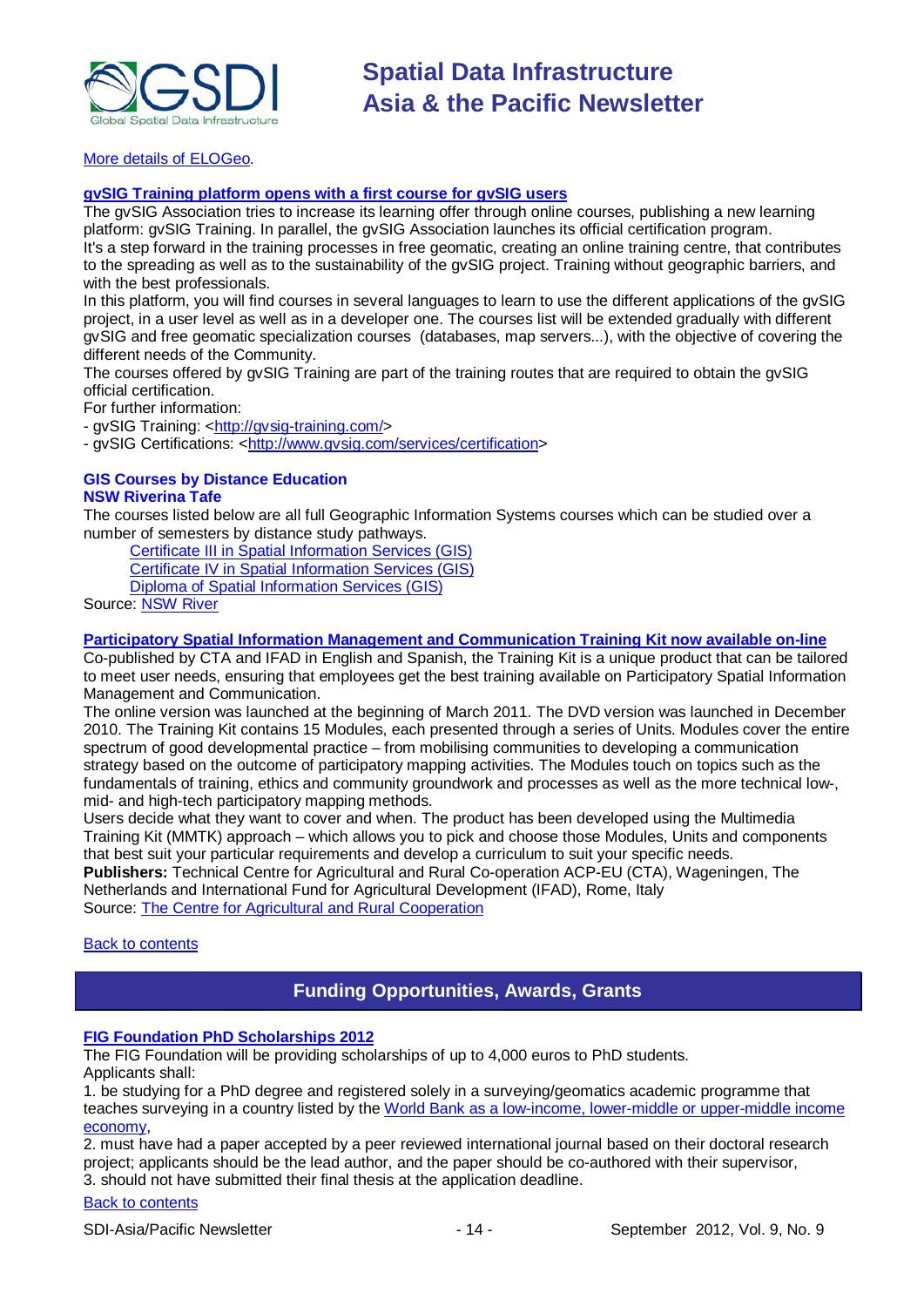[More details of ELOGeo](#).

### [gvSIG Training platform opens with a first course for gvSIG users](#)

The gvSIG Association tries to increase its learning offer through online courses, publishing a new learning platform: gvSIG Training. In parallel, the gvSIG Association launches its official certification program.

It's a step forward in the training processes in free geomatic, creating an online training centre, that contributes to the spreading as well as to the sustainability of the gvSIG project. Training without geographic barriers, and with the best professionals.

In this platform, you will find courses in several languages to learn to use the different applications of the gvSIG project, in a user level as well as in a developer one. The courses list will be extended gradually with different gvSIG and free geomatic specialization courses (databases, map servers...), with the objective of covering the different needs of the Community.

The courses offered by gvSIG Training are part of the training routes that are required to obtain the gvSIG official certification.

For further information:

- gvSIG Training: <http://gvsig-training.com/>
- gvSIG Certifications: <http://www.gvsig.com/services/certification>

### GIS Courses by Distance Education
### NSW Riverina Tafe

The courses listed below are all full Geographic Information Systems courses which can be studied over a number of semesters by distance study pathways.

- [Certificate III in Spatial Information Services (GIS)](#)
- [Certificate IV in Spatial Information Services (GIS)](#)
- [Diploma of Spatial Information Services (GIS)](#)

Source: [NSW River](#)

### [Participatory Spatial Information Management and Communication Training Kit now available on-line](#)

Co-published by CTA and IFAD in English and Spanish, the Training Kit is a unique product that can be tailored to meet user needs, ensuring that employees get the best training available on Participatory Spatial Information Management and Communication.

The online version was launched at the beginning of March 2011. The DVD version was launched in December 2010. The Training Kit contains 15 Modules, each presented through a series of Units. Modules cover the entire spectrum of good developmental practice – from mobilising communities to developing a communication strategy based on the outcome of participatory mapping activities. The Modules touch on topics such as the fundamentals of training, ethics and community groundwork and processes as well as the more technical low-, mid- and high-tech participatory mapping methods.

Users decide what they want to cover and when. The product has been developed using the Multimedia Training Kit (MMTK) approach – which allows you to pick and choose those Modules, Units and components that best suit your particular requirements and develop a curriculum to suit your specific needs.

**Publishers:** Technical Centre for Agricultural and Rural Co-operation ACP-EU (CTA), Wageningen, The Netherlands and International Fund for Agricultural Development (IFAD), Rome, Italy

Source: [The Centre for Agricultural and Rural Cooperation](#)

[Back to contents](#)

## Funding Opportunities, Awards, Grants

### [FIG Foundation PhD Scholarships 2012](#)

The FIG Foundation will be providing scholarships of up to 4,000 euros to PhD students.

Applicants shall:

1. be studying for a PhD degree and registered solely in a surveying/geomatics academic programme that teaches surveying in a country listed by the [World Bank as a low-income, lower-middle or upper-middle income economy](#),
2. must have had a paper accepted by a peer reviewed international journal based on their doctoral research project; applicants should be the lead author, and the paper should be co-authored with their supervisor,
3. should not have submitted their final thesis at the application deadline.

[Back to contents](#)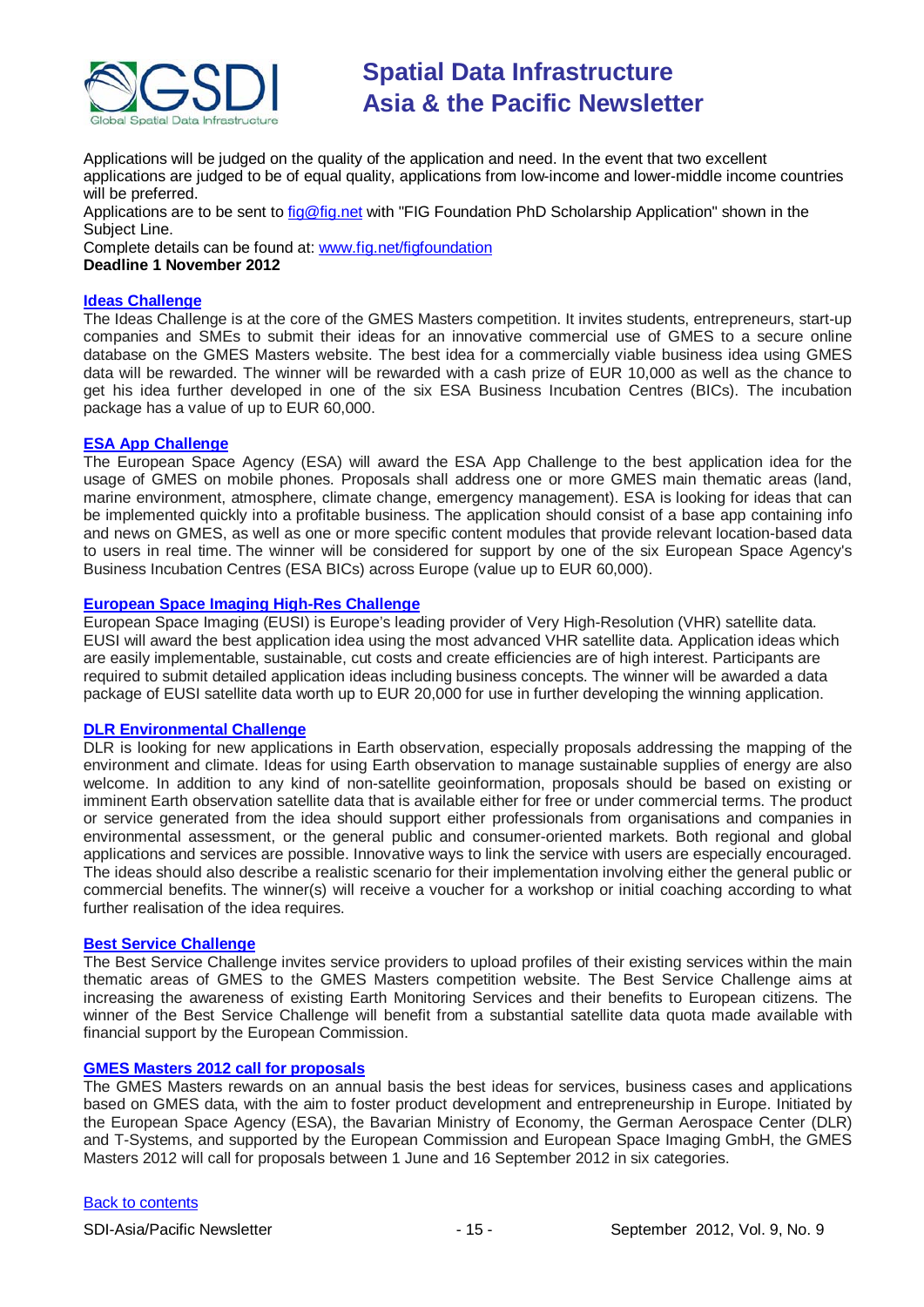Applications will be judged on the quality of the application and need. In the event that two excellent applications are judged to be of equal quality, applications from low-income and lower-middle income countries will be preferred.

Applications are to be sent to fig@fig.net with "FIG Foundation PhD Scholarship Application" shown in the Subject Line.

Complete details can be found at: www.fig.net/figfoundation

**Deadline 1 November 2012**

### Ideas Challenge

The Ideas Challenge is at the core of the GMES Masters competition. It invites students, entrepreneurs, start-up companies and SMEs to submit their ideas for an innovative commercial use of GMES to a secure online database on the GMES Masters website. The best idea for a commercially viable business idea using GMES data will be rewarded. The winner will be rewarded with a cash prize of EUR 10,000 as well as the chance to get his idea further developed in one of the six ESA Business Incubation Centres (BICs). The incubation package has a value of up to EUR 60,000.

### ESA App Challenge

The European Space Agency (ESA) will award the ESA App Challenge to the best application idea for the usage of GMES on mobile phones. Proposals shall address one or more GMES main thematic areas (land, marine environment, atmosphere, climate change, emergency management). ESA is looking for ideas that can be implemented quickly into a profitable business. The application should consist of a base app containing info and news on GMES, as well as one or more specific content modules that provide relevant location-based data to users in real time. The winner will be considered for support by one of the six European Space Agency's Business Incubation Centres (ESA BICs) across Europe (value up to EUR 60,000).

### European Space Imaging High-Res Challenge

European Space Imaging (EUSI) is Europe's leading provider of Very High-Resolution (VHR) satellite data. EUSI will award the best application idea using the most advanced VHR satellite data. Application ideas which are easily implementable, sustainable, cut costs and create efficiencies are of high interest. Participants are required to submit detailed application ideas including business concepts. The winner will be awarded a data package of EUSI satellite data worth up to EUR 20,000 for use in further developing the winning application.

### DLR Environmental Challenge

DLR is looking for new applications in Earth observation, especially proposals addressing the mapping of the environment and climate. Ideas for using Earth observation to manage sustainable supplies of energy are also welcome. In addition to any kind of non-satellite geoinformation, proposals should be based on existing or imminent Earth observation satellite data that is available either for free or under commercial terms. The product or service generated from the idea should support either professionals from organisations and companies in environmental assessment, or the general public and consumer-oriented markets. Both regional and global applications and services are possible. Innovative ways to link the service with users are especially encouraged. The ideas should also describe a realistic scenario for their implementation involving either the general public or commercial benefits. The winner(s) will receive a voucher for a workshop or initial coaching according to what further realisation of the idea requires.

### Best Service Challenge

The Best Service Challenge invites service providers to upload profiles of their existing services within the main thematic areas of GMES to the GMES Masters competition website. The Best Service Challenge aims at increasing the awareness of existing Earth Monitoring Services and their benefits to European citizens. The winner of the Best Service Challenge will benefit from a substantial satellite data quota made available with financial support by the European Commission.

### GMES Masters 2012 call for proposals

The GMES Masters rewards on an annual basis the best ideas for services, business cases and applications based on GMES data, with the aim to foster product development and entrepreneurship in Europe. Initiated by the European Space Agency (ESA), the Bavarian Ministry of Economy, the German Aerospace Center (DLR) and T-Systems, and supported by the European Commission and European Space Imaging GmbH, the GMES Masters 2012 will call for proposals between 1 June and 16 September 2012 in six categories.

Back to contents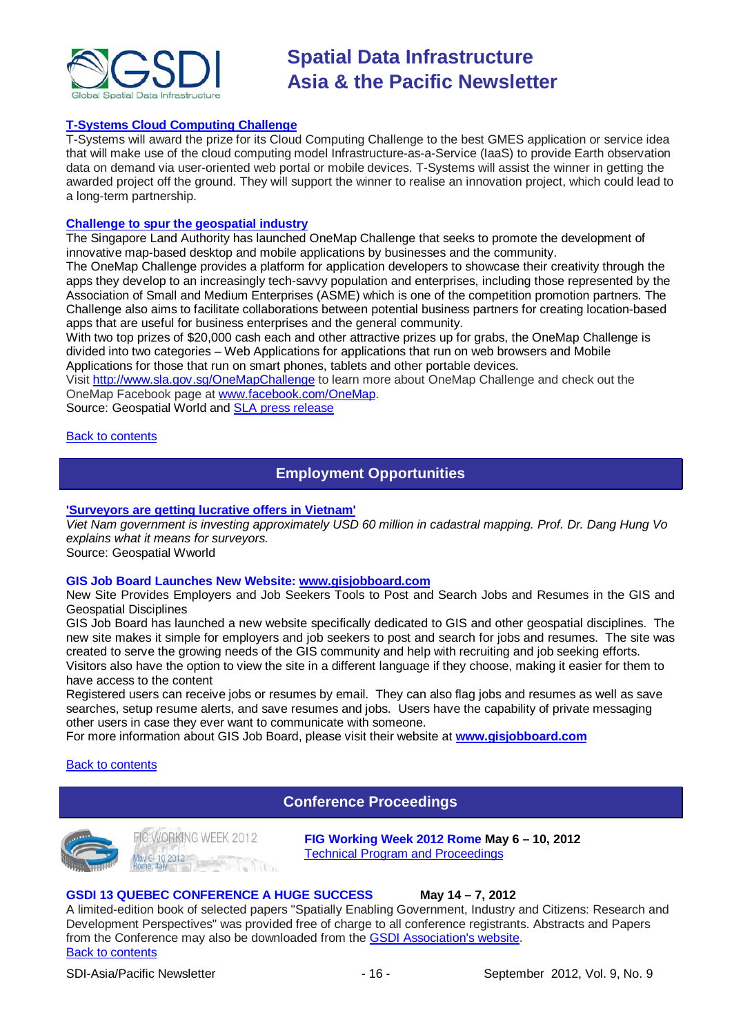**T-Systems Cloud Computing Challenge**

T-Systems will award the prize for its Cloud Computing Challenge to the best GMES application or service idea that will make use of the cloud computing model Infrastructure-as-a-Service (IaaS) to provide Earth observation data on demand via user-oriented web portal or mobile devices. T-Systems will assist the winner in getting the awarded project off the ground. They will support the winner to realise an innovation project, which could lead to a long-term partnership.

**Challenge to spur the geospatial industry**

The Singapore Land Authority has launched OneMap Challenge that seeks to promote the development of innovative map-based desktop and mobile applications by businesses and the community.

The OneMap Challenge provides a platform for application developers to showcase their creativity through the apps they develop to an increasingly tech-savvy population and enterprises, including those represented by the Association of Small and Medium Enterprises (ASME) which is one of the competition promotion partners. The Challenge also aims to facilitate collaborations between potential business partners for creating location-based apps that are useful for business enterprises and the general community.

With two top prizes of $20,000 cash each and other attractive prizes up for grabs, the OneMap Challenge is divided into two categories – Web Applications for applications that run on web browsers and Mobile Applications for those that run on smart phones, tablets and other portable devices.

Visit http://www.sla.gov.sg/OneMapChallenge to learn more about OneMap Challenge and check out the OneMap Facebook page at www.facebook.com/OneMap.

Source: Geospatial World and SLA press release

Back to contents

## Employment Opportunities

**'Surveyors are getting lucrative offers in Vietnam'**

*Viet Nam government is investing approximately USD 60 million in cadastral mapping. Prof. Dr. Dang Hung Vo explains what it means for surveyors.*

Source: Geospatial Wworld

**GIS Job Board Launches New Website: www.gisjobboard.com**

New Site Provides Employers and Job Seekers Tools to Post and Search Jobs and Resumes in the GIS and Geospatial Disciplines

GIS Job Board has launched a new website specifically dedicated to GIS and other geospatial disciplines. The new site makes it simple for employers and job seekers to post and search for jobs and resumes. The site was created to serve the growing needs of the GIS community and help with recruiting and job seeking efforts. Visitors also have the option to view the site in a different language if they choose, making it easier for them to have access to the content

Registered users can receive jobs or resumes by email. They can also flag jobs and resumes as well as save searches, setup resume alerts, and save resumes and jobs. Users have the capability of private messaging other users in case they ever want to communicate with someone.

For more information about GIS Job Board, please visit their website at **www.gisjobboard.com**

Back to contents

## Conference Proceedings

**FIG Working Week 2012 Rome May 6 – 10, 2012**

Technical Program and Proceedings

**GSDI 13 QUEBEC CONFERENCE A HUGE SUCCESS** **May 14 – 7, 2012**

A limited-edition book of selected papers "Spatially Enabling Government, Industry and Citizens: Research and Development Perspectives" was provided free of charge to all conference registrants. Abstracts and Papers from the Conference may also be downloaded from the GSDI Association's website.

Back to contents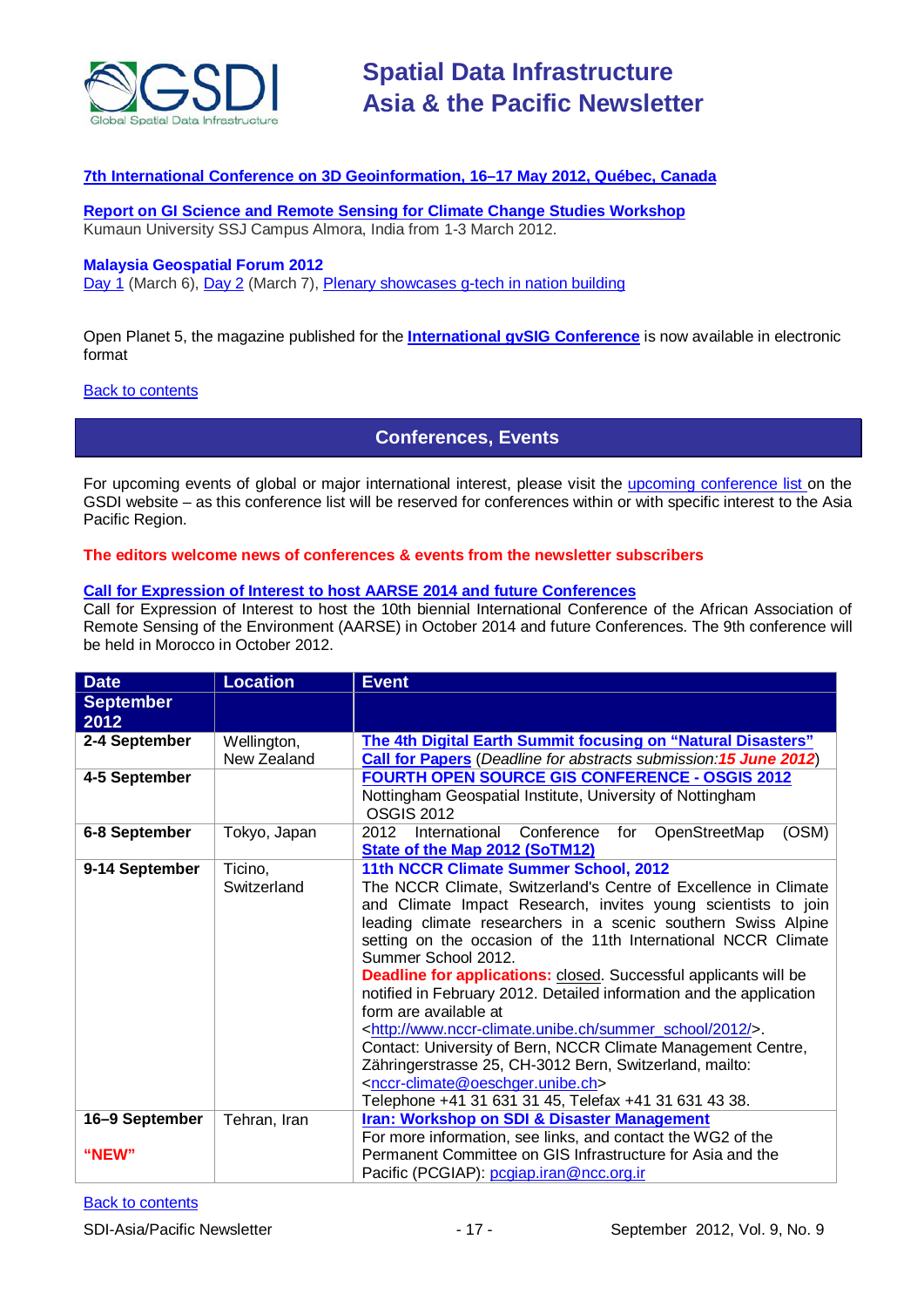**7th International Conference on 3D Geoinformation, 16–17 May 2012, Québec, Canada**

**Report on GI Science and Remote Sensing for Climate Change Studies Workshop**
Kumaun University SSJ Campus Almora, India from 1-3 March 2012.

**Malaysia Geospatial Forum 2012**
Day 1 (March 6), Day 2 (March 7), Plenary showcases g-tech in nation building

Open Planet 5, the magazine published for the **International gvSIG Conference** is now available in electronic format

Back to contents

## Conferences, Events

For upcoming events of global or major international interest, please visit the upcoming conference list on the GSDI website – as this conference list will be reserved for conferences within or with specific interest to the Asia Pacific Region.

**The editors welcome news of conferences & events from the newsletter subscribers**

**Call for Expression of Interest to host AARSE 2014 and future Conferences**
Call for Expression of Interest to host the 10th biennial International Conference of the African Association of Remote Sensing of the Environment (AARSE) in October 2014 and future Conferences. The 9th conference will be held in Morocco in October 2012.

| Date | Location | Event |
|---|---|---|
| **September 2012** | | |
| **2-4 September** | Wellington, New Zealand | **The 4th Digital Earth Summit focusing on "Natural Disasters"** **Call for Papers** (*Deadline for abstracts submission:* ***15 June 2012***) |
| **4-5 September** | | **FOURTH OPEN SOURCE GIS CONFERENCE - OSGIS 2012** Nottingham Geospatial Institute, University of Nottingham OSGIS 2012 |
| **6-8 September** | Tokyo, Japan | 2012 International Conference for OpenStreetMap (OSM) **State of the Map 2012 (SoTM12)** |
| **9-14 September** | Ticino, Switzerland | **11th NCCR Climate Summer School, 2012** The NCCR Climate, Switzerland's Centre of Excellence in Climate and Climate Impact Research, invites young scientists to join leading climate researchers in a scenic southern Swiss Alpine setting on the occasion of the 11th International NCCR Climate Summer School 2012. **Deadline for applications:** closed. Successful applicants will be notified in February 2012. Detailed information and the application form are available at <http://www.nccr-climate.unibe.ch/summer_school/2012/>. Contact: University of Bern, NCCR Climate Management Centre, Zähringerstrasse 25, CH-3012 Bern, Switzerland, mailto: <nccr-climate@oeschger.unibe.ch> Telephone +41 31 631 31 45, Telefax +41 31 631 43 38. |
| **16–9 September** **"NEW"** | Tehran, Iran | **Iran: Workshop on SDI & Disaster Management** For more information, see links, and contact the WG2 of the Permanent Committee on GIS Infrastructure for Asia and the Pacific (PCGIAP): pcgiap.iran@ncc.org.ir |

Back to contents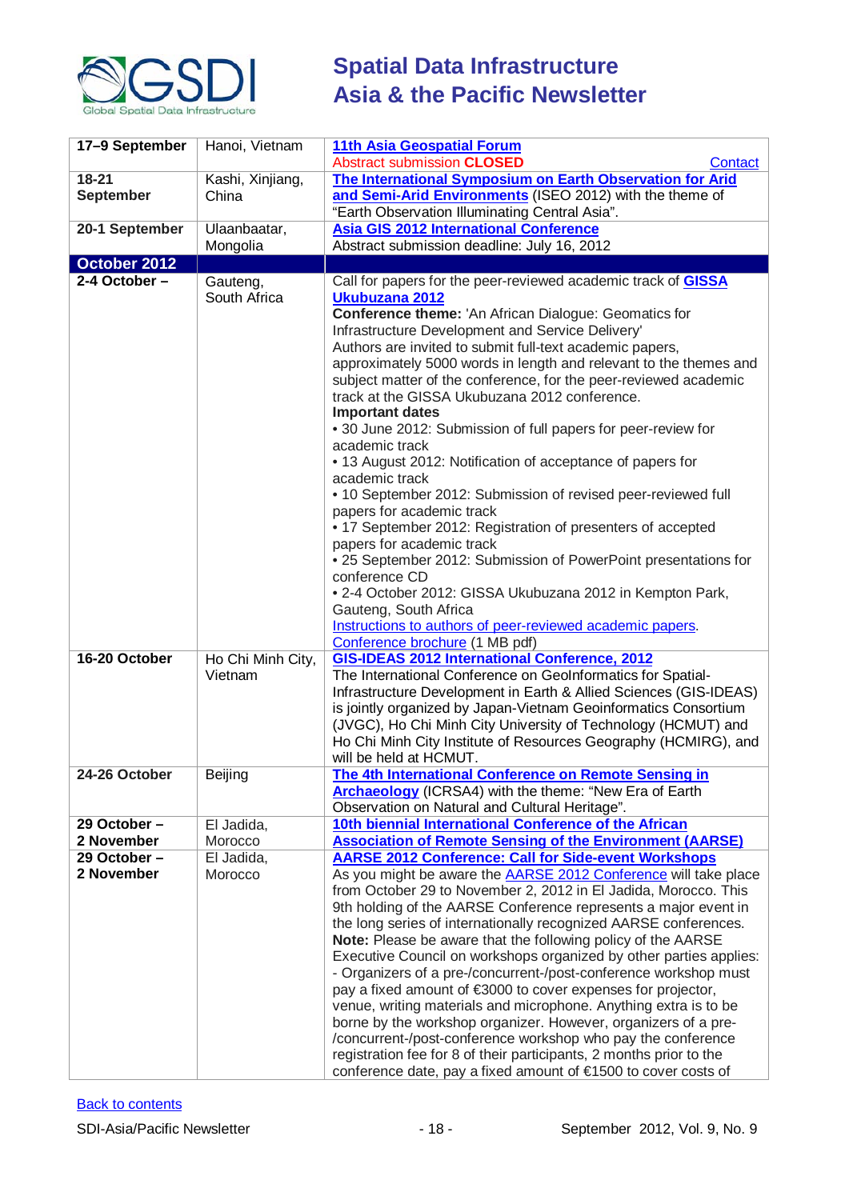| | | |
|---|---|---|
| **17–9 September** | Hanoi, Vietnam | **11th Asia Geospatial Forum**<br>Abstract submission **CLOSED** Contact |
| **18-21 September** | Kashi, Xinjiang, China | **The International Symposium on Earth Observation for Arid and Semi-Arid Environments** (ISEO 2012) with the theme of "Earth Observation Illuminating Central Asia". |
| **20-1 September** | Ulaanbaatar, Mongolia | **Asia GIS 2012 International Conference**<br>Abstract submission deadline: July 16, 2012 |
| **October 2012** | | |
| **2-4 October –** | Gauteng, South Africa | Call for papers for the peer-reviewed academic track of **GISSA Ukubuzana 2012**<br>**Conference theme:** 'An African Dialogue: Geomatics for Infrastructure Development and Service Delivery'<br>Authors are invited to submit full-text academic papers, approximately 5000 words in length and relevant to the themes and subject matter of the conference, for the peer-reviewed academic track at the GISSA Ukubuzana 2012 conference.<br>**Important dates**<br>• 30 June 2012: Submission of full papers for peer-review for academic track<br>• 13 August 2012: Notification of acceptance of papers for academic track<br>• 10 September 2012: Submission of revised peer-reviewed full papers for academic track<br>• 17 September 2012: Registration of presenters of accepted papers for academic track<br>• 25 September 2012: Submission of PowerPoint presentations for conference CD<br>• 2-4 October 2012: GISSA Ukubuzana 2012 in Kempton Park, Gauteng, South Africa<br>Instructions to authors of peer-reviewed academic papers.<br>Conference brochure (1 MB pdf) |
| **16-20 October** | Ho Chi Minh City, Vietnam | **GIS-IDEAS 2012 International Conference, 2012**<br>The International Conference on GeoInformatics for Spatial-Infrastructure Development in Earth & Allied Sciences (GIS-IDEAS) is jointly organized by Japan-Vietnam Geoinformatics Consortium (JVGC), Ho Chi Minh City University of Technology (HCMUT) and Ho Chi Minh City Institute of Resources Geography (HCMIRG), and will be held at HCMUT. |
| **24-26 October** | Beijing | **The 4th International Conference on Remote Sensing in Archaeology** (ICRSA4) with the theme: "New Era of Earth Observation on Natural and Cultural Heritage". |
| **29 October – 2 November** | El Jadida, Morocco | **10th biennial International Conference of the African Association of Remote Sensing of the Environment (AARSE)** |
| **29 October – 2 November** | El Jadida, Morocco | **AARSE 2012 Conference: Call for Side-event Workshops**<br>As you might be aware the AARSE 2012 Conference will take place from October 29 to November 2, 2012 in El Jadida, Morocco. This 9th holding of the AARSE Conference represents a major event in the long series of internationally recognized AARSE conferences.<br>**Note:** Please be aware that the following policy of the AARSE Executive Council on workshops organized by other parties applies:<br>- Organizers of a pre-/concurrent-/post-conference workshop must pay a fixed amount of €3000 to cover expenses for projector, venue, writing materials and microphone. Anything extra is to be borne by the workshop organizer. However, organizers of a pre-/concurrent-/post-conference workshop who pay the conference registration fee for 8 of their participants, 2 months prior to the conference date, pay a fixed amount of €1500 to cover costs of |

Back to contents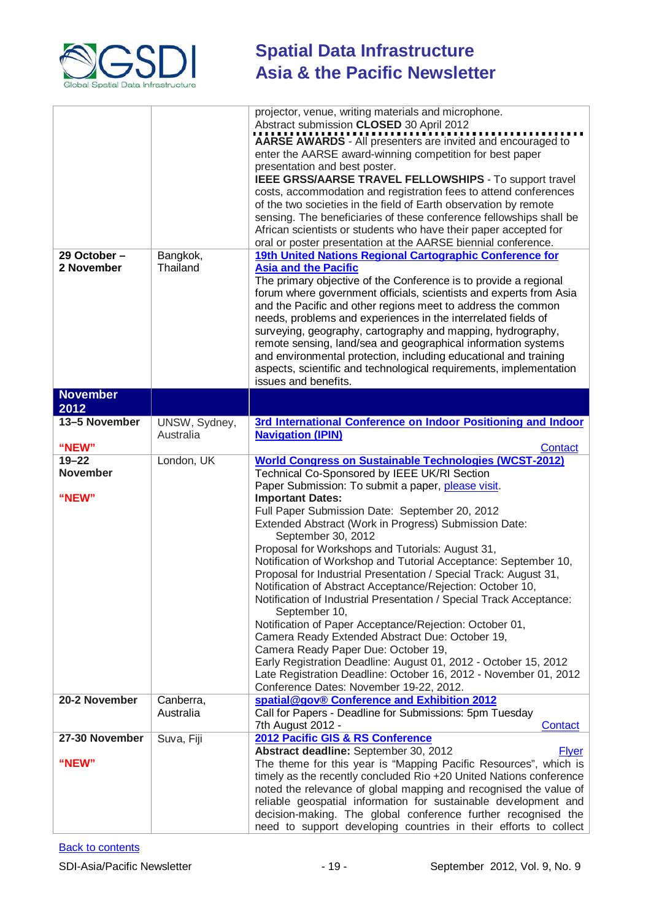| | | |
|---|---|---|
| | | projector, venue, writing materials and microphone.<br>Abstract submission **CLOSED** 30 April 2012<br>**AARSE AWARDS** - All presenters are invited and encouraged to enter the AARSE award-winning competition for best paper presentation and best poster.<br>**IEEE GRSS/AARSE TRAVEL FELLOWSHIPS** - To support travel costs, accommodation and registration fees to attend conferences of the two societies in the field of Earth observation by remote sensing. The beneficiaries of these conference fellowships shall be African scientists or students who have their paper accepted for oral or poster presentation at the AARSE biennial conference. |
| **29 October – 2 November** | Bangkok, Thailand | **19th United Nations Regional Cartographic Conference for Asia and the Pacific**<br>The primary objective of the Conference is to provide a regional forum where government officials, scientists and experts from Asia and the Pacific and other regions meet to address the common needs, problems and experiences in the interrelated fields of surveying, geography, cartography and mapping, hydrography, remote sensing, land/sea and geographical information systems and environmental protection, including educational and training aspects, scientific and technological requirements, implementation issues and benefits. |
| **November 2012** | | |
| **13–5 November**<br><br>**"NEW"** | UNSW, Sydney, Australia | **3rd International Conference on Indoor Positioning and Indoor Navigation (IPIN)**<br>Contact |
| **19–22 November**<br><br>**"NEW"** | London, UK | **World Congress on Sustainable Technologies (WCST-2012)**<br>Technical Co-Sponsored by IEEE UK/RI Section<br>Paper Submission: To submit a paper, please visit.<br>**Important Dates:**<br>Full Paper Submission Date: September 20, 2012<br>Extended Abstract (Work in Progress) Submission Date: September 30, 2012<br>Proposal for Workshops and Tutorials: August 31,<br>Notification of Workshop and Tutorial Acceptance: September 10,<br>Proposal for Industrial Presentation / Special Track: August 31,<br>Notification of Abstract Acceptance/Rejection: October 10,<br>Notification of Industrial Presentation / Special Track Acceptance: September 10,<br>Notification of Paper Acceptance/Rejection: October 01,<br>Camera Ready Extended Abstract Due: October 19,<br>Camera Ready Paper Due: October 19,<br>Early Registration Deadline: August 01, 2012 - October 15, 2012<br>Late Registration Deadline: October 16, 2012 - November 01, 2012<br>Conference Dates: November 19-22, 2012. |
| **20-2 November** | Canberra, Australia | **spatial@gov® Conference and Exhibition 2012**<br>Call for Papers - Deadline for Submissions: 5pm Tuesday 7th August 2012 - Contact |
| **27-30 November**<br><br>**"NEW"** | Suva, Fiji | **2012 Pacific GIS & RS Conference**<br>**Abstract deadline:** September 30, 2012 Flyer<br>The theme for this year is "Mapping Pacific Resources", which is timely as the recently concluded Rio +20 United Nations conference noted the relevance of global mapping and recognised the value of reliable geospatial information for sustainable development and decision-making. The global conference further recognised the need to support developing countries in their efforts to collect |

Back to contents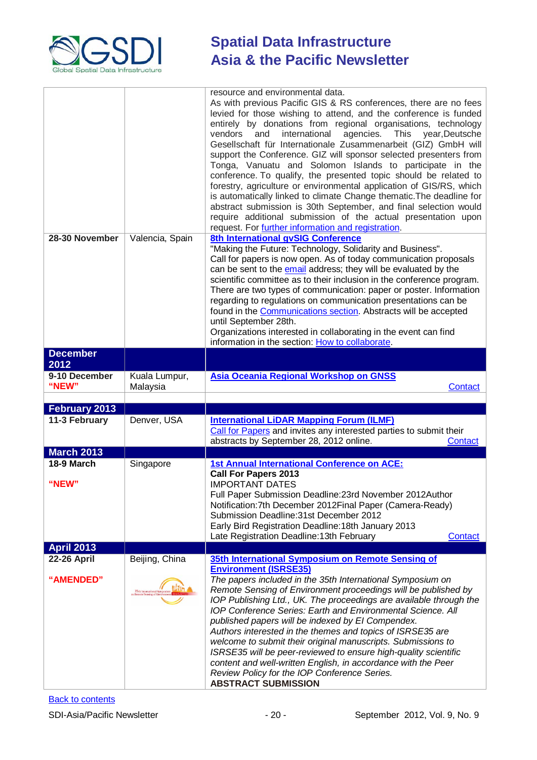| | | |
|---|---|---|
| | | resource and environmental data. As with previous Pacific GIS & RS conferences, there are no fees levied for those wishing to attend, and the conference is funded entirely by donations from regional organisations, technology vendors and international agencies. This year,Deutsche Gesellschaft für Internationale Zusammenarbeit (GIZ) GmbH will support the Conference. GIZ will sponsor selected presenters from Tonga, Vanuatu and Solomon Islands to participate in the conference. To qualify, the presented topic should be related to forestry, agriculture or environmental application of GIS/RS, which is automatically linked to climate Change thematic.The deadline for abstract submission is 30th September, and final selection would require additional submission of the actual presentation upon request. For further information and registration. |
| **28-30 November** | Valencia, Spain | **8th International gvSIG Conference** "Making the Future: Technology, Solidarity and Business". Call for papers is now open. As of today communication proposals can be sent to the email address; they will be evaluated by the scientific committee as to their inclusion in the conference program. There are two types of communication: paper or poster. Information regarding to regulations on communication presentations can be found in the Communications section. Abstracts will be accepted until September 28th. Organizations interested in collaborating in the event can find information in the section: How to collaborate. |
| **December 2012** | | |
| **9-10 December "NEW"** | Kuala Lumpur, Malaysia | **Asia Oceania Regional Workshop on GNSS** Contact |
| **February 2013** | | |
| **11-3 February** | Denver, USA | **International LiDAR Mapping Forum (ILMF)** Call for Papers and invites any interested parties to submit their abstracts by September 28, 2012 online. Contact |
| **March 2013** | | |
| **18-9 March** **"NEW"** | Singapore | **1st Annual International Conference on ACE:** **Call For Papers 2013** IMPORTANT DATES Full Paper Submission Deadline:23rd November 2012Author Notification:7th December 2012Final Paper (Camera-Ready) Submission Deadline:31st December 2012 Early Bird Registration Deadline:18th January 2013 Late Registration Deadline:13th February Contact |
| **April 2013** | | |
| **22-26 April** **"AMENDED"** | Beijing, China | **35th International Symposium on Remote Sensing of Environment (ISRSE35)** *The papers included in the 35th International Symposium on Remote Sensing of Environment proceedings will be published by IOP Publishing Ltd., UK. The proceedings are available through the IOP Conference Series: Earth and Environmental Science. All published papers will be indexed by EI Compendex. Authors interested in the themes and topics of ISRSE35 are welcome to submit their original manuscripts. Submissions to ISRSE35 will be peer-reviewed to ensure high-quality scientific content and well-written English, in accordance with the Peer Review Policy for the IOP Conference Series.* **ABSTRACT SUBMISSION** |

Back to contents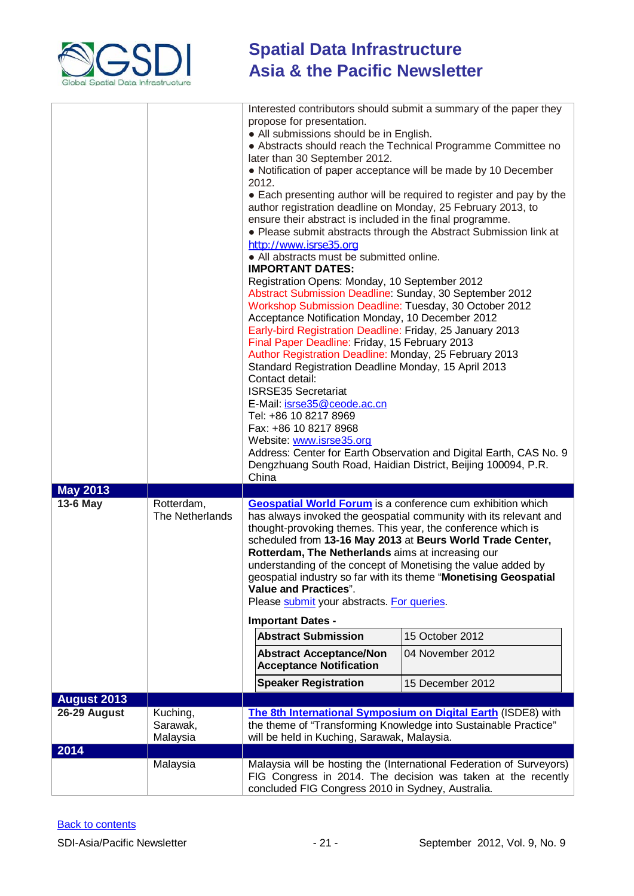| | | |
|---|---|---|
| | | Interested contributors should submit a summary of the paper they propose for presentation.<br>● All submissions should be in English.<br>● Abstracts should reach the Technical Programme Committee no later than 30 September 2012.<br>● Notification of paper acceptance will be made by 10 December 2012.<br>● Each presenting author will be required to register and pay by the author registration deadline on Monday, 25 February 2013, to ensure their abstract is included in the final programme.<br>● Please submit abstracts through the Abstract Submission link at http://www.isrse35.org<br>● All abstracts must be submitted online.<br>**IMPORTANT DATES:**<br>Registration Opens: Monday, 10 September 2012<br>Abstract Submission Deadline: Sunday, 30 September 2012<br>Workshop Submission Deadline: Tuesday, 30 October 2012<br>Acceptance Notification Monday, 10 December 2012<br>Early-bird Registration Deadline: Friday, 25 January 2013<br>Final Paper Deadline: Friday, 15 February 2013<br>Author Registration Deadline: Monday, 25 February 2013<br>Standard Registration Deadline Monday, 15 April 2013<br>Contact detail:<br>ISRSE35 Secretariat<br>E-Mail: isrse35@ceode.ac.cn<br>Tel: +86 10 8217 8969<br>Fax: +86 10 8217 8968<br>Website: www.isrse35.org<br>Address: Center for Earth Observation and Digital Earth, CAS No. 9 Dengzhuang South Road, Haidian District, Beijing 100094, P.R. China |
| **May 2013** | | |
| **13-6 May** | Rotterdam, The Netherlands | **Geospatial World Forum** is a conference cum exhibition which has always invoked the geospatial community with its relevant and thought-provoking themes. This year, the conference which is scheduled from **13-16 May 2013** at **Beurs World Trade Center, Rotterdam, The Netherlands** aims at increasing our understanding of the concept of Monetising the value added by geospatial industry so far with its theme "**Monetising Geospatial Value and Practices**".<br>Please submit your abstracts. For queries.<br>**Important Dates -**<br>**Abstract Submission**: 15 October 2012<br>**Abstract Acceptance/Non Acceptance Notification**: 04 November 2012<br>**Speaker Registration**: 15 December 2012 |
| **August 2013** | | |
| **26-29 August** | Kuching, Sarawak, Malaysia | **The 8th International Symposium on Digital Earth** (ISDE8) with the theme of "Transforming Knowledge into Sustainable Practice" will be held in Kuching, Sarawak, Malaysia. |
| **2014** | | |
| | Malaysia | Malaysia will be hosting the (International Federation of Surveyors) FIG Congress in 2014. The decision was taken at the recently concluded FIG Congress 2010 in Sydney, Australia. |

Back to contents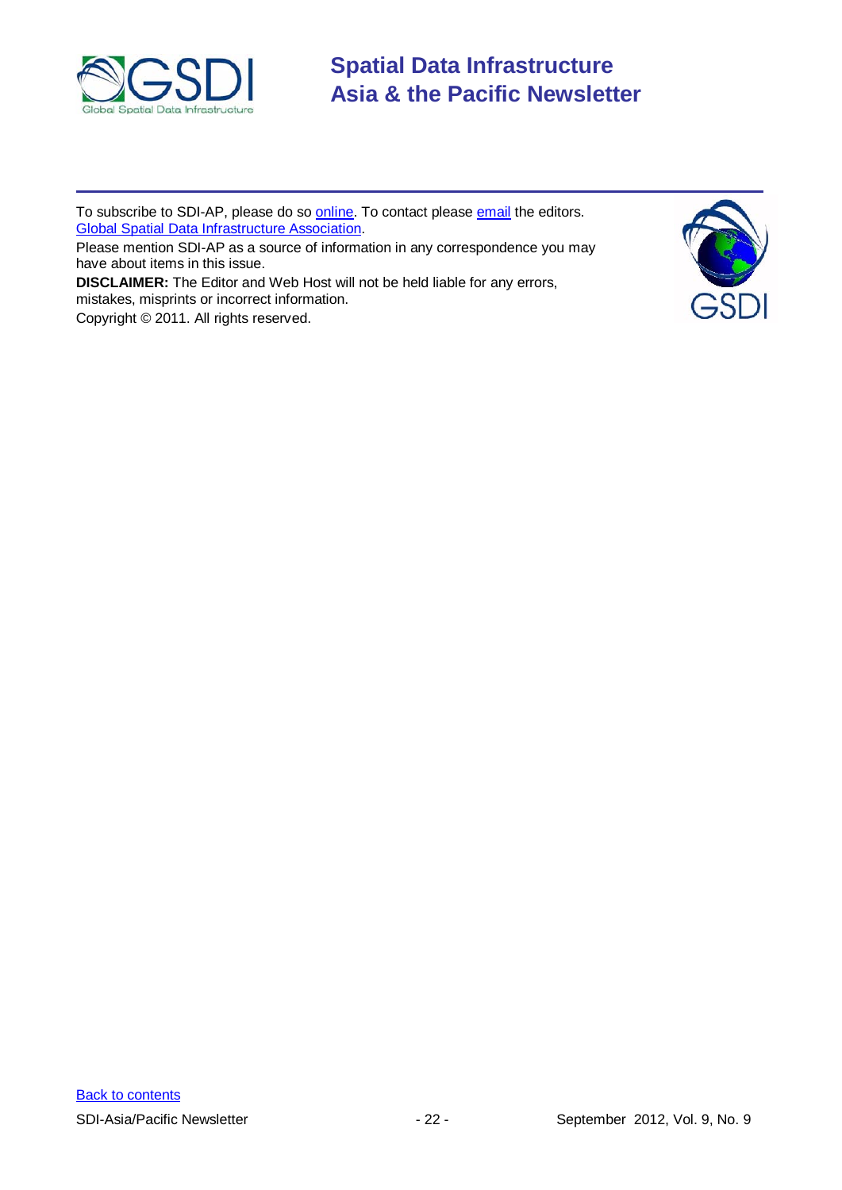To subscribe to SDI-AP, please do so online. To contact please email the editors.
Global Spatial Data Infrastructure Association.

Please mention SDI-AP as a source of information in any correspondence you may have about items in this issue.

**DISCLAIMER:** The Editor and Web Host will not be held liable for any errors, mistakes, misprints or incorrect information.

Copyright © 2011. All rights reserved.

Back to contents